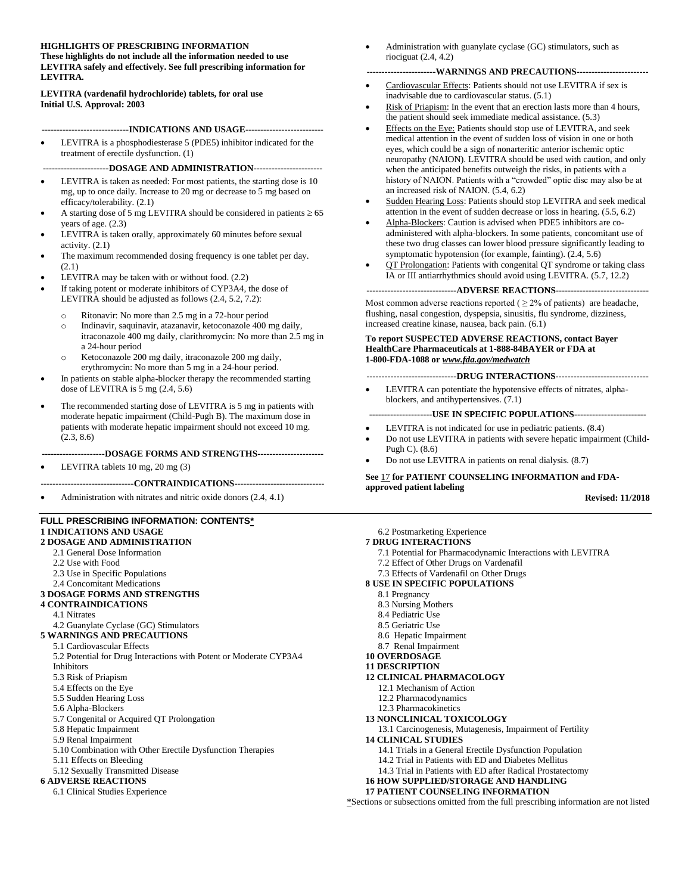**HIGHLIGHTS OF PRESCRIBING INFORMATION**
**These highlights do not include all the information needed to use LEVITRA safely and effectively. See full prescribing information for LEVITRA.**

**LEVITRA (vardenafil hydrochloride) tablets, for oral use**
**Initial U.S. Approval: 2003**

---INDICATIONS AND USAGE---

- LEVITRA is a phosphodiesterase 5 (PDE5) inhibitor indicated for the treatment of erectile dysfunction. (1)

---DOSAGE AND ADMINISTRATION---

- LEVITRA is taken as needed: For most patients, the starting dose is 10 mg, up to once daily. Increase to 20 mg or decrease to 5 mg based on efficacy/tolerability. (2.1)
- A starting dose of 5 mg LEVITRA should be considered in patients ≥ 65 years of age. (2.3)
- LEVITRA is taken orally, approximately 60 minutes before sexual activity. (2.1)
- The maximum recommended dosing frequency is one tablet per day. (2.1)
- LEVITRA may be taken with or without food. (2.2)
- If taking potent or moderate inhibitors of CYP3A4, the dose of LEVITRA should be adjusted as follows (2.4, 5.2, 7.2):
  - Ritonavir: No more than 2.5 mg in a 72-hour period
  - Indinavir, saquinavir, atazanavir, ketoconazole 400 mg daily, itraconazole 400 mg daily, clarithromycin: No more than 2.5 mg in a 24-hour period
  - Ketoconazole 200 mg daily, itraconazole 200 mg daily, erythromycin: No more than 5 mg in a 24-hour period.
- In patients on stable alpha-blocker therapy the recommended starting dose of LEVITRA is 5 mg (2.4, 5.6)
- The recommended starting dose of LEVITRA is 5 mg in patients with moderate hepatic impairment (Child-Pugh B). The maximum dose in patients with moderate hepatic impairment should not exceed 10 mg. (2.3, 8.6)

---DOSAGE FORMS AND STRENGTHS---

- LEVITRA tablets 10 mg, 20 mg (3)

---CONTRAINDICATIONS---

- Administration with nitrates and nitric oxide donors (2.4, 4.1)
- Administration with guanylate cyclase (GC) stimulators, such as riociguat (2.4, 4.2)

---WARNINGS AND PRECAUTIONS---

- Cardiovascular Effects: Patients should not use LEVITRA if sex is inadvisable due to cardiovascular status. (5.1)
- Risk of Priapism: In the event that an erection lasts more than 4 hours, the patient should seek immediate medical assistance. (5.3)
- Effects on the Eye: Patients should stop use of LEVITRA, and seek medical attention in the event of sudden loss of vision in one or both eyes, which could be a sign of nonarteritic anterior ischemic optic neuropathy (NAION). LEVITRA should be used with caution, and only when the anticipated benefits outweigh the risks, in patients with a history of NAION. Patients with a "crowded" optic disc may also be at an increased risk of NAION. (5.4, 6.2)
- Sudden Hearing Loss: Patients should stop LEVITRA and seek medical attention in the event of sudden decrease or loss in hearing. (5.5, 6.2)
- Alpha-Blockers: Caution is advised when PDE5 inhibitors are co-administered with alpha-blockers. In some patients, concomitant use of these two drug classes can lower blood pressure significantly leading to symptomatic hypotension (for example, fainting). (2.4, 5.6)
- QT Prolongation: Patients with congenital QT syndrome or taking class IA or III antiarrhythmics should avoid using LEVITRA. (5.7, 12.2)

---ADVERSE REACTIONS---

Most common adverse reactions reported ( ≥ 2% of patients) are headache, flushing, nasal congestion, dyspepsia, sinusitis, flu syndrome, dizziness, increased creatine kinase, nausea, back pain. (6.1)

**To report SUSPECTED ADVERSE REACTIONS, contact Bayer HealthCare Pharmaceuticals at 1-888-84BAYER or FDA at 1-800-FDA-1088 or *www.fda.gov/medwatch***

---DRUG INTERACTIONS---

- LEVITRA can potentiate the hypotensive effects of nitrates, alpha-blockers, and antihypertensives. (7.1)

---USE IN SPECIFIC POPULATIONS---

- LEVITRA is not indicated for use in pediatric patients. (8.4)
- Do not use LEVITRA in patients with severe hepatic impairment (Child-Pugh C). (8.6)
- Do not use LEVITRA in patients on renal dialysis. (8.7)

**See 17 for PATIENT COUNSELING INFORMATION and FDA-approved patient labeling**

**Revised: 11/2018**

---

**FULL PRESCRIBING INFORMATION: CONTENTS***

**1 INDICATIONS AND USAGE**
**2 DOSAGE AND ADMINISTRATION**
2.1 General Dose Information
2.2 Use with Food
2.3 Use in Specific Populations
2.4 Concomitant Medications
**3 DOSAGE FORMS AND STRENGTHS**
**4 CONTRAINDICATIONS**
4.1 Nitrates
4.2 Guanylate Cyclase (GC) Stimulators
**5 WARNINGS AND PRECAUTIONS**
5.1 Cardiovascular Effects
5.2 Potential for Drug Interactions with Potent or Moderate CYP3A4 Inhibitors
5.3 Risk of Priapism
5.4 Effects on the Eye
5.5 Sudden Hearing Loss
5.6 Alpha-Blockers
5.7 Congenital or Acquired QT Prolongation
5.8 Hepatic Impairment
5.9 Renal Impairment
5.10 Combination with Other Erectile Dysfunction Therapies
5.11 Effects on Bleeding
5.12 Sexually Transmitted Disease
**6 ADVERSE REACTIONS**
6.1 Clinical Studies Experience
6.2 Postmarketing Experience
**7 DRUG INTERACTIONS**
7.1 Potential for Pharmacodynamic Interactions with LEVITRA
7.2 Effect of Other Drugs on Vardenafil
7.3 Effects of Vardenafil on Other Drugs
**8 USE IN SPECIFIC POPULATIONS**
8.1 Pregnancy
8.3 Nursing Mothers
8.4 Pediatric Use
8.5 Geriatric Use
8.6 Hepatic Impairment
8.7 Renal Impairment
**10 OVERDOSAGE**
**11 DESCRIPTION**
**12 CLINICAL PHARMACOLOGY**
12.1 Mechanism of Action
12.2 Pharmacodynamics
12.3 Pharmacokinetics
**13 NONCLINICAL TOXICOLOGY**
13.1 Carcinogenesis, Mutagenesis, Impairment of Fertility
**14 CLINICAL STUDIES**
14.1 Trials in a General Erectile Dysfunction Population
14.2 Trial in Patients with ED and Diabetes Mellitus
14.3 Trial in Patients with ED after Radical Prostatectomy
**16 HOW SUPPLIED/STORAGE AND HANDLING**
**17 PATIENT COUNSELING INFORMATION**

*Sections or subsections omitted from the full prescribing information are not listed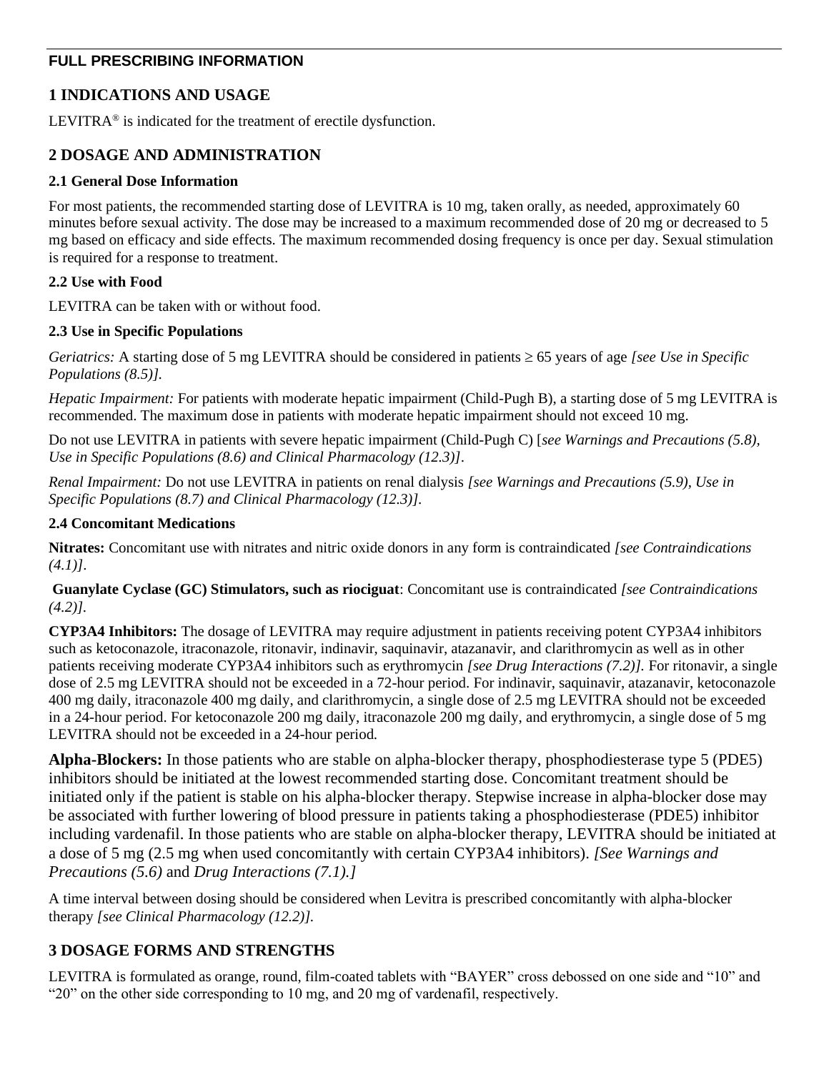## FULL PRESCRIBING INFORMATION

## 1 INDICATIONS AND USAGE

LEVITRA® is indicated for the treatment of erectile dysfunction.

## 2 DOSAGE AND ADMINISTRATION

### 2.1 General Dose Information

For most patients, the recommended starting dose of LEVITRA is 10 mg, taken orally, as needed, approximately 60 minutes before sexual activity. The dose may be increased to a maximum recommended dose of 20 mg or decreased to 5 mg based on efficacy and side effects. The maximum recommended dosing frequency is once per day. Sexual stimulation is required for a response to treatment.

### 2.2 Use with Food

LEVITRA can be taken with or without food.

### 2.3 Use in Specific Populations

*Geriatrics:* A starting dose of 5 mg LEVITRA should be considered in patients ≥ 65 years of age *[see Use in Specific Populations (8.5)].*

*Hepatic Impairment:* For patients with moderate hepatic impairment (Child-Pugh B), a starting dose of 5 mg LEVITRA is recommended. The maximum dose in patients with moderate hepatic impairment should not exceed 10 mg.

Do not use LEVITRA in patients with severe hepatic impairment (Child-Pugh C) [*see Warnings and Precautions (5.8), Use in Specific Populations (8.6) and Clinical Pharmacology (12.3)]*.

*Renal Impairment:* Do not use LEVITRA in patients on renal dialysis *[see Warnings and Precautions (5.9), Use in Specific Populations (8.7) and Clinical Pharmacology (12.3)]*.

### 2.4 Concomitant Medications

**Nitrates:** Concomitant use with nitrates and nitric oxide donors in any form is contraindicated *[see Contraindications (4.1)]*.

**Guanylate Cyclase (GC) Stimulators, such as riociguat**: Concomitant use is contraindicated *[see Contraindications (4.2)]*.

**CYP3A4 Inhibitors:** The dosage of LEVITRA may require adjustment in patients receiving potent CYP3A4 inhibitors such as ketoconazole, itraconazole, ritonavir, indinavir, saquinavir, atazanavir, and clarithromycin as well as in other patients receiving moderate CYP3A4 inhibitors such as erythromycin *[see Drug Interactions (7.2)].* For ritonavir, a single dose of 2.5 mg LEVITRA should not be exceeded in a 72-hour period. For indinavir, saquinavir, atazanavir, ketoconazole 400 mg daily, itraconazole 400 mg daily, and clarithromycin, a single dose of 2.5 mg LEVITRA should not be exceeded in a 24-hour period. For ketoconazole 200 mg daily, itraconazole 200 mg daily, and erythromycin, a single dose of 5 mg LEVITRA should not be exceeded in a 24-hour period.

**Alpha-Blockers:** In those patients who are stable on alpha-blocker therapy, phosphodiesterase type 5 (PDE5) inhibitors should be initiated at the lowest recommended starting dose. Concomitant treatment should be initiated only if the patient is stable on his alpha-blocker therapy. Stepwise increase in alpha-blocker dose may be associated with further lowering of blood pressure in patients taking a phosphodiesterase (PDE5) inhibitor including vardenafil. In those patients who are stable on alpha-blocker therapy, LEVITRA should be initiated at a dose of 5 mg (2.5 mg when used concomitantly with certain CYP3A4 inhibitors). *[See Warnings and Precautions (5.6)* and *Drug Interactions (7.1).]*

A time interval between dosing should be considered when Levitra is prescribed concomitantly with alpha-blocker therapy *[see Clinical Pharmacology (12.2)].*

## 3 DOSAGE FORMS AND STRENGTHS

LEVITRA is formulated as orange, round, film-coated tablets with "BAYER" cross debossed on one side and "10" and "20" on the other side corresponding to 10 mg, and 20 mg of vardenafil, respectively.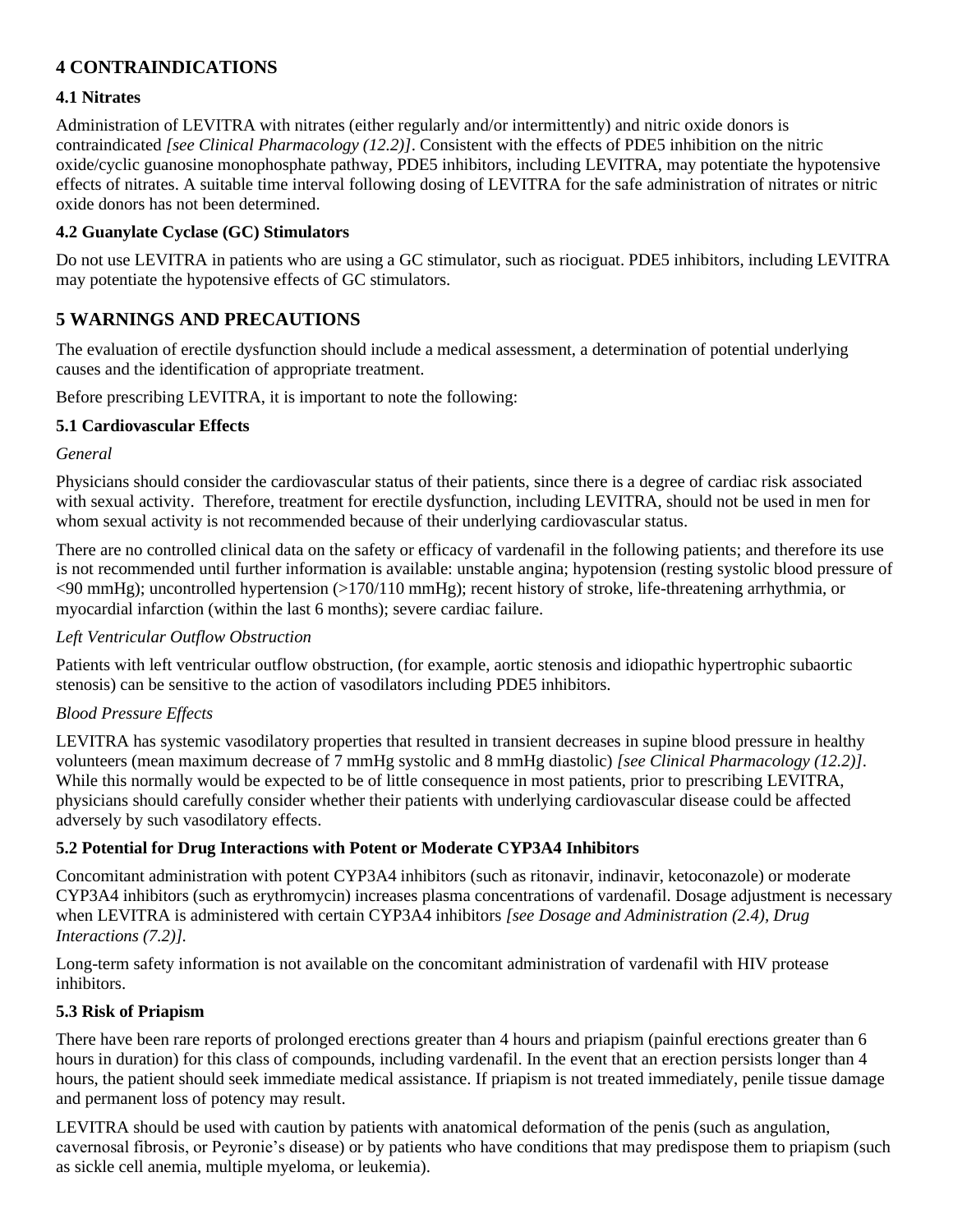## 4 CONTRAINDICATIONS

### 4.1 Nitrates

Administration of LEVITRA with nitrates (either regularly and/or intermittently) and nitric oxide donors is contraindicated *[see Clinical Pharmacology (12.2)]*. Consistent with the effects of PDE5 inhibition on the nitric oxide/cyclic guanosine monophosphate pathway, PDE5 inhibitors, including LEVITRA, may potentiate the hypotensive effects of nitrates. A suitable time interval following dosing of LEVITRA for the safe administration of nitrates or nitric oxide donors has not been determined.

### 4.2 Guanylate Cyclase (GC) Stimulators

Do not use LEVITRA in patients who are using a GC stimulator, such as riociguat. PDE5 inhibitors, including LEVITRA may potentiate the hypotensive effects of GC stimulators.

## 5 WARNINGS AND PRECAUTIONS

The evaluation of erectile dysfunction should include a medical assessment, a determination of potential underlying causes and the identification of appropriate treatment.

Before prescribing LEVITRA, it is important to note the following:

### 5.1 Cardiovascular Effects

*General*

Physicians should consider the cardiovascular status of their patients, since there is a degree of cardiac risk associated with sexual activity. Therefore, treatment for erectile dysfunction, including LEVITRA, should not be used in men for whom sexual activity is not recommended because of their underlying cardiovascular status.

There are no controlled clinical data on the safety or efficacy of vardenafil in the following patients; and therefore its use is not recommended until further information is available: unstable angina; hypotension (resting systolic blood pressure of <90 mmHg); uncontrolled hypertension (>170/110 mmHg); recent history of stroke, life-threatening arrhythmia, or myocardial infarction (within the last 6 months); severe cardiac failure.

*Left Ventricular Outflow Obstruction*

Patients with left ventricular outflow obstruction, (for example, aortic stenosis and idiopathic hypertrophic subaortic stenosis) can be sensitive to the action of vasodilators including PDE5 inhibitors.

*Blood Pressure Effects*

LEVITRA has systemic vasodilatory properties that resulted in transient decreases in supine blood pressure in healthy volunteers (mean maximum decrease of 7 mmHg systolic and 8 mmHg diastolic) *[see Clinical Pharmacology (12.2)]*. While this normally would be expected to be of little consequence in most patients, prior to prescribing LEVITRA, physicians should carefully consider whether their patients with underlying cardiovascular disease could be affected adversely by such vasodilatory effects.

### 5.2 Potential for Drug Interactions with Potent or Moderate CYP3A4 Inhibitors

Concomitant administration with potent CYP3A4 inhibitors (such as ritonavir, indinavir, ketoconazole) or moderate CYP3A4 inhibitors (such as erythromycin) increases plasma concentrations of vardenafil. Dosage adjustment is necessary when LEVITRA is administered with certain CYP3A4 inhibitors *[see Dosage and Administration (2.4), Drug Interactions (7.2)]*.

Long-term safety information is not available on the concomitant administration of vardenafil with HIV protease inhibitors.

### 5.3 Risk of Priapism

There have been rare reports of prolonged erections greater than 4 hours and priapism (painful erections greater than 6 hours in duration) for this class of compounds, including vardenafil. In the event that an erection persists longer than 4 hours, the patient should seek immediate medical assistance. If priapism is not treated immediately, penile tissue damage and permanent loss of potency may result.

LEVITRA should be used with caution by patients with anatomical deformation of the penis (such as angulation, cavernosal fibrosis, or Peyronie's disease) or by patients who have conditions that may predispose them to priapism (such as sickle cell anemia, multiple myeloma, or leukemia).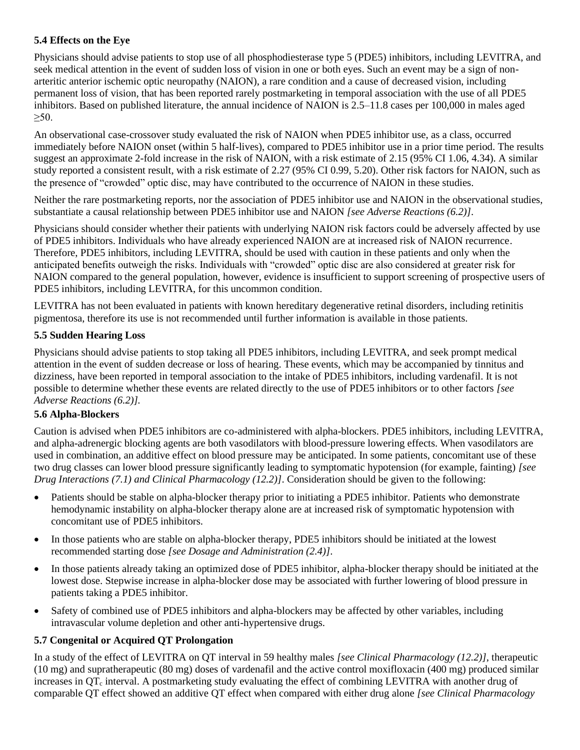### 5.4 Effects on the Eye

Physicians should advise patients to stop use of all phosphodiesterase type 5 (PDE5) inhibitors, including LEVITRA, and seek medical attention in the event of sudden loss of vision in one or both eyes. Such an event may be a sign of non-arteritic anterior ischemic optic neuropathy (NAION), a rare condition and a cause of decreased vision, including permanent loss of vision, that has been reported rarely postmarketing in temporal association with the use of all PDE5 inhibitors. Based on published literature, the annual incidence of NAION is 2.5–11.8 cases per 100,000 in males aged ≥50.

An observational case-crossover study evaluated the risk of NAION when PDE5 inhibitor use, as a class, occurred immediately before NAION onset (within 5 half-lives), compared to PDE5 inhibitor use in a prior time period. The results suggest an approximate 2-fold increase in the risk of NAION, with a risk estimate of 2.15 (95% CI 1.06, 4.34). A similar study reported a consistent result, with a risk estimate of 2.27 (95% CI 0.99, 5.20). Other risk factors for NAION, such as the presence of "crowded" optic disc, may have contributed to the occurrence of NAION in these studies.

Neither the rare postmarketing reports, nor the association of PDE5 inhibitor use and NAION in the observational studies, substantiate a causal relationship between PDE5 inhibitor use and NAION *[see Adverse Reactions (6.2)]*.

Physicians should consider whether their patients with underlying NAION risk factors could be adversely affected by use of PDE5 inhibitors. Individuals who have already experienced NAION are at increased risk of NAION recurrence. Therefore, PDE5 inhibitors, including LEVITRA, should be used with caution in these patients and only when the anticipated benefits outweigh the risks. Individuals with "crowded" optic disc are also considered at greater risk for NAION compared to the general population, however, evidence is insufficient to support screening of prospective users of PDE5 inhibitors, including LEVITRA, for this uncommon condition.

LEVITRA has not been evaluated in patients with known hereditary degenerative retinal disorders, including retinitis pigmentosa, therefore its use is not recommended until further information is available in those patients.

### 5.5 Sudden Hearing Loss

Physicians should advise patients to stop taking all PDE5 inhibitors, including LEVITRA, and seek prompt medical attention in the event of sudden decrease or loss of hearing. These events, which may be accompanied by tinnitus and dizziness, have been reported in temporal association to the intake of PDE5 inhibitors, including vardenafil. It is not possible to determine whether these events are related directly to the use of PDE5 inhibitors or to other factors *[see Adverse Reactions (6.2)]*.

### 5.6 Alpha-Blockers

Caution is advised when PDE5 inhibitors are co-administered with alpha-blockers. PDE5 inhibitors, including LEVITRA, and alpha-adrenergic blocking agents are both vasodilators with blood-pressure lowering effects. When vasodilators are used in combination, an additive effect on blood pressure may be anticipated. In some patients, concomitant use of these two drug classes can lower blood pressure significantly leading to symptomatic hypotension (for example, fainting) *[see Drug Interactions (7.1) and Clinical Pharmacology (12.2)]*. Consideration should be given to the following:

- Patients should be stable on alpha-blocker therapy prior to initiating a PDE5 inhibitor. Patients who demonstrate hemodynamic instability on alpha-blocker therapy alone are at increased risk of symptomatic hypotension with concomitant use of PDE5 inhibitors.
- In those patients who are stable on alpha-blocker therapy, PDE5 inhibitors should be initiated at the lowest recommended starting dose *[see Dosage and Administration (2.4)]*.
- In those patients already taking an optimized dose of PDE5 inhibitor, alpha-blocker therapy should be initiated at the lowest dose. Stepwise increase in alpha-blocker dose may be associated with further lowering of blood pressure in patients taking a PDE5 inhibitor.
- Safety of combined use of PDE5 inhibitors and alpha-blockers may be affected by other variables, including intravascular volume depletion and other anti-hypertensive drugs.

### 5.7 Congenital or Acquired QT Prolongation

In a study of the effect of LEVITRA on QT interval in 59 healthy males *[see Clinical Pharmacology (12.2)]*, therapeutic (10 mg) and supratherapeutic (80 mg) doses of vardenafil and the active control moxifloxacin (400 mg) produced similar increases in $QT_c$ interval. A postmarketing study evaluating the effect of combining LEVITRA with another drug of comparable QT effect showed an additive QT effect when compared with either drug alone *[see Clinical Pharmacology*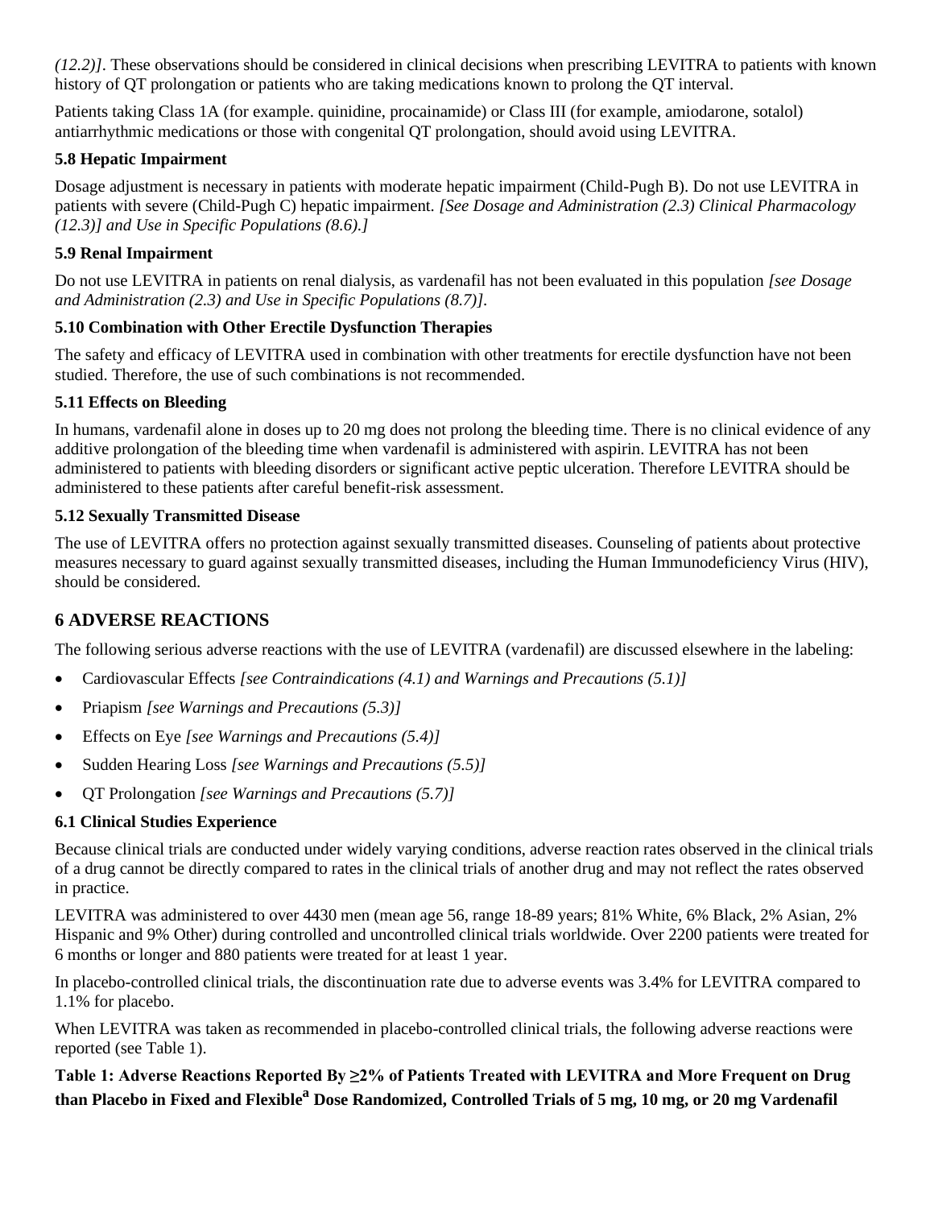*(12.2)]*. These observations should be considered in clinical decisions when prescribing LEVITRA to patients with known history of QT prolongation or patients who are taking medications known to prolong the QT interval.

Patients taking Class 1A (for example. quinidine, procainamide) or Class III (for example, amiodarone, sotalol) antiarrhythmic medications or those with congenital QT prolongation, should avoid using LEVITRA.

### 5.8 Hepatic Impairment

Dosage adjustment is necessary in patients with moderate hepatic impairment (Child-Pugh B). Do not use LEVITRA in patients with severe (Child-Pugh C) hepatic impairment. *[See Dosage and Administration (2.3) Clinical Pharmacology (12.3)] and Use in Specific Populations (8.6).]*

### 5.9 Renal Impairment

Do not use LEVITRA in patients on renal dialysis, as vardenafil has not been evaluated in this population *[see Dosage and Administration (2.3) and Use in Specific Populations (8.7)]*.

### 5.10 Combination with Other Erectile Dysfunction Therapies

The safety and efficacy of LEVITRA used in combination with other treatments for erectile dysfunction have not been studied. Therefore, the use of such combinations is not recommended.

### 5.11 Effects on Bleeding

In humans, vardenafil alone in doses up to 20 mg does not prolong the bleeding time. There is no clinical evidence of any additive prolongation of the bleeding time when vardenafil is administered with aspirin. LEVITRA has not been administered to patients with bleeding disorders or significant active peptic ulceration. Therefore LEVITRA should be administered to these patients after careful benefit-risk assessment.

### 5.12 Sexually Transmitted Disease

The use of LEVITRA offers no protection against sexually transmitted diseases. Counseling of patients about protective measures necessary to guard against sexually transmitted diseases, including the Human Immunodeficiency Virus (HIV), should be considered.

## 6 ADVERSE REACTIONS

The following serious adverse reactions with the use of LEVITRA (vardenafil) are discussed elsewhere in the labeling:

- Cardiovascular Effects *[see Contraindications (4.1) and Warnings and Precautions (5.1)]*
- Priapism *[see Warnings and Precautions (5.3)]*
- Effects on Eye *[see Warnings and Precautions (5.4)]*
- Sudden Hearing Loss *[see Warnings and Precautions (5.5)]*
- QT Prolongation *[see Warnings and Precautions (5.7)]*

### 6.1 Clinical Studies Experience

Because clinical trials are conducted under widely varying conditions, adverse reaction rates observed in the clinical trials of a drug cannot be directly compared to rates in the clinical trials of another drug and may not reflect the rates observed in practice.

LEVITRA was administered to over 4430 men (mean age 56, range 18-89 years; 81% White, 6% Black, 2% Asian, 2% Hispanic and 9% Other) during controlled and uncontrolled clinical trials worldwide. Over 2200 patients were treated for 6 months or longer and 880 patients were treated for at least 1 year.

In placebo-controlled clinical trials, the discontinuation rate due to adverse events was 3.4% for LEVITRA compared to 1.1% for placebo.

When LEVITRA was taken as recommended in placebo-controlled clinical trials, the following adverse reactions were reported (see Table 1).

**Table 1: Adverse Reactions Reported By ≥2% of Patients Treated with LEVITRA and More Frequent on Drug than Placebo in Fixed and Flexible[a] Dose Randomized, Controlled Trials of 5 mg, 10 mg, or 20 mg Vardenafil**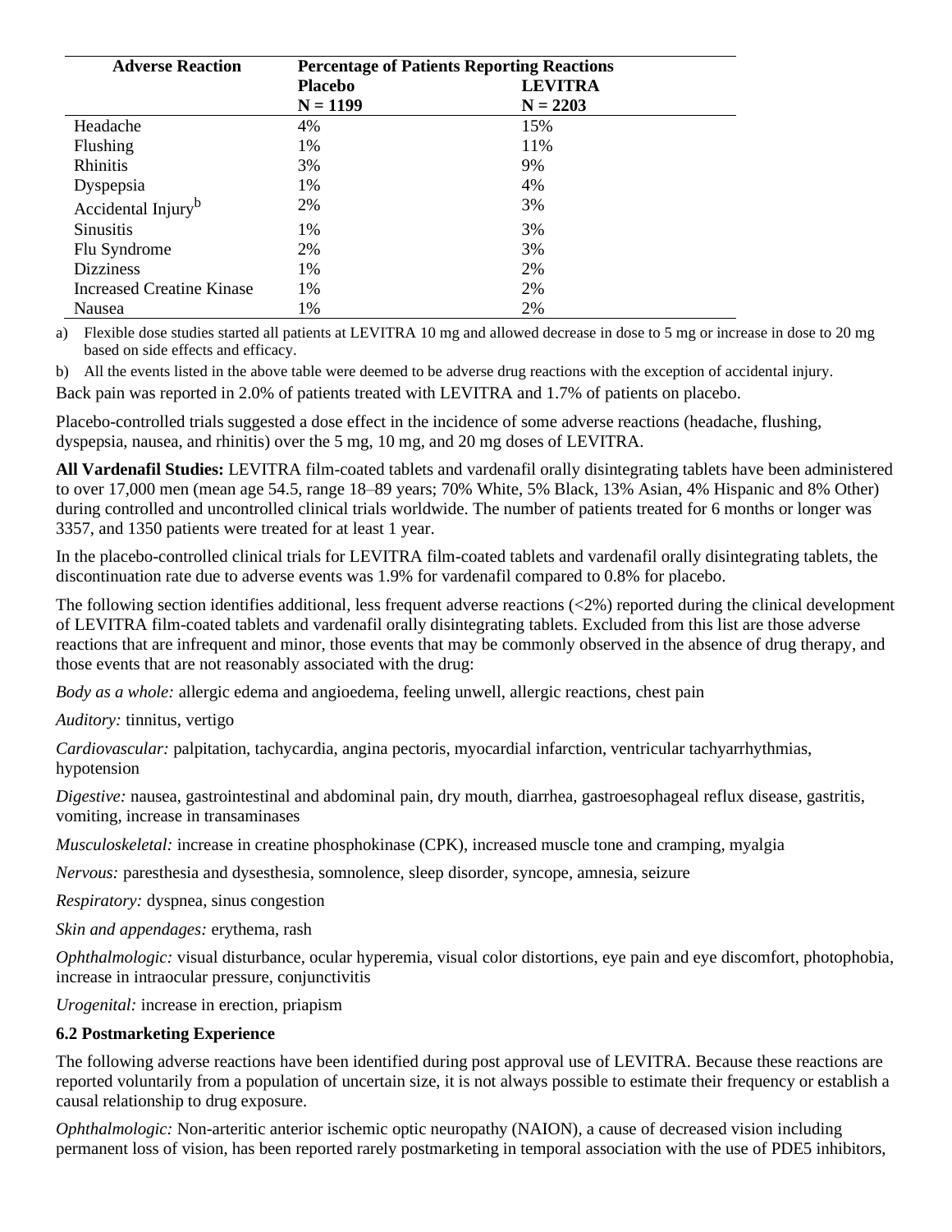| Adverse Reaction | Percentage of Patients Reporting Reactions | |
|---|---|---|
| | Placebo N = 1199 | LEVITRA N = 2203 |
| Headache | 4% | 15% |
| Flushing | 1% | 11% |
| Rhinitis | 3% | 9% |
| Dyspepsia | 1% | 4% |
| Accidental Injury[b] | 2% | 3% |
| Sinusitis | 1% | 3% |
| Flu Syndrome | 2% | 3% |
| Dizziness | 1% | 2% |
| Increased Creatine Kinase | 1% | 2% |
| Nausea | 1% | 2% |

a) Flexible dose studies started all patients at LEVITRA 10 mg and allowed decrease in dose to 5 mg or increase in dose to 20 mg based on side effects and efficacy.

b) All the events listed in the above table were deemed to be adverse drug reactions with the exception of accidental injury.

Back pain was reported in 2.0% of patients treated with LEVITRA and 1.7% of patients on placebo.

Placebo-controlled trials suggested a dose effect in the incidence of some adverse reactions (headache, flushing, dyspepsia, nausea, and rhinitis) over the 5 mg, 10 mg, and 20 mg doses of LEVITRA.

**All Vardenafil Studies:** LEVITRA film-coated tablets and vardenafil orally disintegrating tablets have been administered to over 17,000 men (mean age 54.5, range 18–89 years; 70% White, 5% Black, 13% Asian, 4% Hispanic and 8% Other) during controlled and uncontrolled clinical trials worldwide. The number of patients treated for 6 months or longer was 3357, and 1350 patients were treated for at least 1 year.

In the placebo-controlled clinical trials for LEVITRA film-coated tablets and vardenafil orally disintegrating tablets, the discontinuation rate due to adverse events was 1.9% for vardenafil compared to 0.8% for placebo.

The following section identifies additional, less frequent adverse reactions (<2%) reported during the clinical development of LEVITRA film-coated tablets and vardenafil orally disintegrating tablets. Excluded from this list are those adverse reactions that are infrequent and minor, those events that may be commonly observed in the absence of drug therapy, and those events that are not reasonably associated with the drug:

*Body as a whole:* allergic edema and angioedema, feeling unwell, allergic reactions, chest pain

*Auditory:* tinnitus, vertigo

*Cardiovascular:* palpitation, tachycardia, angina pectoris, myocardial infarction, ventricular tachyarrhythmias, hypotension

*Digestive:* nausea, gastrointestinal and abdominal pain, dry mouth, diarrhea, gastroesophageal reflux disease, gastritis, vomiting, increase in transaminases

*Musculoskeletal:* increase in creatine phosphokinase (CPK), increased muscle tone and cramping, myalgia

*Nervous:* paresthesia and dysesthesia, somnolence, sleep disorder, syncope, amnesia, seizure

*Respiratory:* dyspnea, sinus congestion

*Skin and appendages:* erythema, rash

*Ophthalmologic:* visual disturbance, ocular hyperemia, visual color distortions, eye pain and eye discomfort, photophobia, increase in intraocular pressure, conjunctivitis

*Urogenital:* increase in erection, priapism

### 6.2 Postmarketing Experience

The following adverse reactions have been identified during post approval use of LEVITRA. Because these reactions are reported voluntarily from a population of uncertain size, it is not always possible to estimate their frequency or establish a causal relationship to drug exposure.

*Ophthalmologic:* Non-arteritic anterior ischemic optic neuropathy (NAION), a cause of decreased vision including permanent loss of vision, has been reported rarely postmarketing in temporal association with the use of PDE5 inhibitors,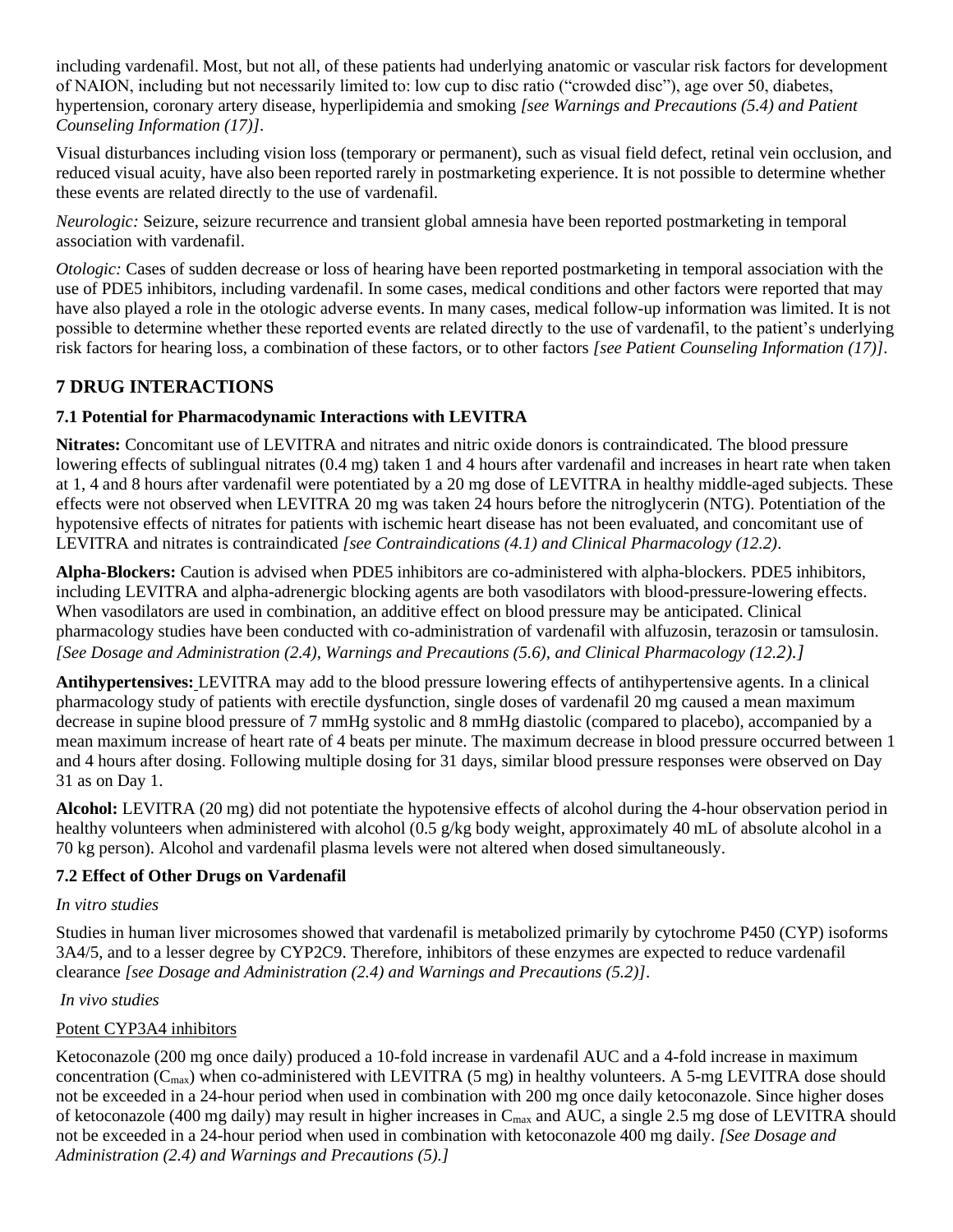including vardenafil. Most, but not all, of these patients had underlying anatomic or vascular risk factors for development of NAION, including but not necessarily limited to: low cup to disc ratio ("crowded disc"), age over 50, diabetes, hypertension, coronary artery disease, hyperlipidemia and smoking *[see Warnings and Precautions (5.4) and Patient Counseling Information (17)]*.

Visual disturbances including vision loss (temporary or permanent), such as visual field defect, retinal vein occlusion, and reduced visual acuity, have also been reported rarely in postmarketing experience. It is not possible to determine whether these events are related directly to the use of vardenafil.

*Neurologic:* Seizure, seizure recurrence and transient global amnesia have been reported postmarketing in temporal association with vardenafil.

*Otologic:* Cases of sudden decrease or loss of hearing have been reported postmarketing in temporal association with the use of PDE5 inhibitors, including vardenafil. In some cases, medical conditions and other factors were reported that may have also played a role in the otologic adverse events. In many cases, medical follow-up information was limited. It is not possible to determine whether these reported events are related directly to the use of vardenafil, to the patient's underlying risk factors for hearing loss, a combination of these factors, or to other factors *[see Patient Counseling Information (17)]*.

## 7 DRUG INTERACTIONS

### 7.1 Potential for Pharmacodynamic Interactions with LEVITRA

**Nitrates:** Concomitant use of LEVITRA and nitrates and nitric oxide donors is contraindicated. The blood pressure lowering effects of sublingual nitrates (0.4 mg) taken 1 and 4 hours after vardenafil and increases in heart rate when taken at 1, 4 and 8 hours after vardenafil were potentiated by a 20 mg dose of LEVITRA in healthy middle-aged subjects. These effects were not observed when LEVITRA 20 mg was taken 24 hours before the nitroglycerin (NTG). Potentiation of the hypotensive effects of nitrates for patients with ischemic heart disease has not been evaluated, and concomitant use of LEVITRA and nitrates is contraindicated *[see Contraindications (4.1) and Clinical Pharmacology (12.2)*.

**Alpha-Blockers:** Caution is advised when PDE5 inhibitors are co-administered with alpha-blockers. PDE5 inhibitors, including LEVITRA and alpha-adrenergic blocking agents are both vasodilators with blood-pressure-lowering effects. When vasodilators are used in combination, an additive effect on blood pressure may be anticipated. Clinical pharmacology studies have been conducted with co-administration of vardenafil with alfuzosin, terazosin or tamsulosin. *[See Dosage and Administration (2.4), Warnings and Precautions (5.6), and Clinical Pharmacology (12.2).]*

**Antihypertensives:** LEVITRA may add to the blood pressure lowering effects of antihypertensive agents. In a clinical pharmacology study of patients with erectile dysfunction, single doses of vardenafil 20 mg caused a mean maximum decrease in supine blood pressure of 7 mmHg systolic and 8 mmHg diastolic (compared to placebo), accompanied by a mean maximum increase of heart rate of 4 beats per minute. The maximum decrease in blood pressure occurred between 1 and 4 hours after dosing. Following multiple dosing for 31 days, similar blood pressure responses were observed on Day 31 as on Day 1.

**Alcohol:** LEVITRA (20 mg) did not potentiate the hypotensive effects of alcohol during the 4-hour observation period in healthy volunteers when administered with alcohol (0.5 g/kg body weight, approximately 40 mL of absolute alcohol in a 70 kg person). Alcohol and vardenafil plasma levels were not altered when dosed simultaneously.

### 7.2 Effect of Other Drugs on Vardenafil

*In vitro studies*

Studies in human liver microsomes showed that vardenafil is metabolized primarily by cytochrome P450 (CYP) isoforms 3A4/5, and to a lesser degree by CYP2C9. Therefore, inhibitors of these enzymes are expected to reduce vardenafil clearance *[see Dosage and Administration (2.4) and Warnings and Precautions (5.2)]*.

*In vivo studies*

Potent CYP3A4 inhibitors

Ketoconazole (200 mg once daily) produced a 10-fold increase in vardenafil AUC and a 4-fold increase in maximum concentration ($C_{max}$) when co-administered with LEVITRA (5 mg) in healthy volunteers. A 5-mg LEVITRA dose should not be exceeded in a 24-hour period when used in combination with 200 mg once daily ketoconazole. Since higher doses of ketoconazole (400 mg daily) may result in higher increases in $C_{max}$ and AUC, a single 2.5 mg dose of LEVITRA should not be exceeded in a 24-hour period when used in combination with ketoconazole 400 mg daily. *[See Dosage and Administration (2.4) and Warnings and Precautions (5).]*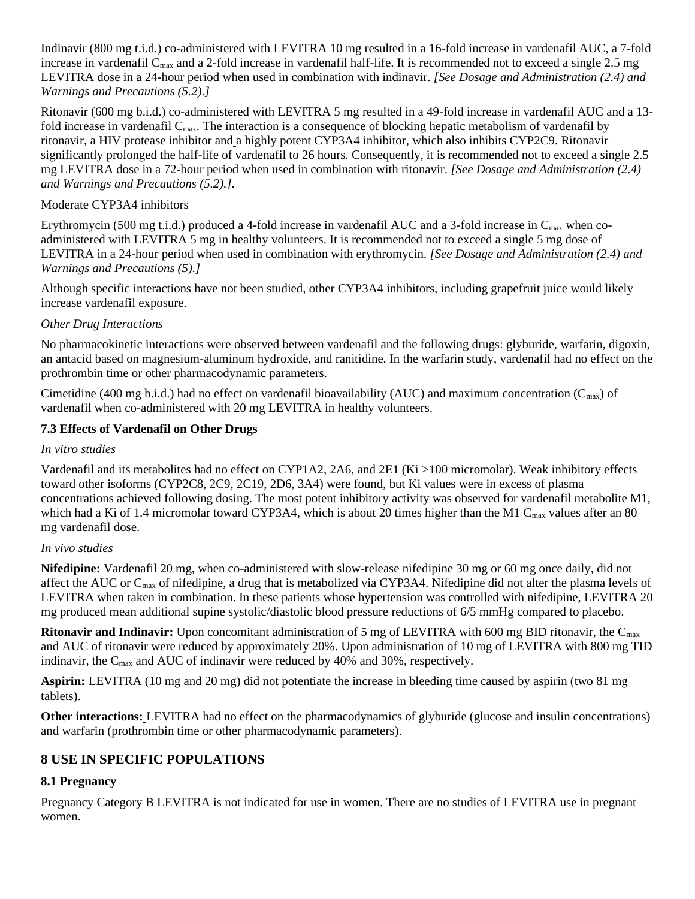Indinavir (800 mg t.i.d.) co-administered with LEVITRA 10 mg resulted in a 16-fold increase in vardenafil AUC, a 7-fold increase in vardenafil $C_{max}$ and a 2-fold increase in vardenafil half-life. It is recommended not to exceed a single 2.5 mg LEVITRA dose in a 24-hour period when used in combination with indinavir. *[See Dosage and Administration (2.4) and Warnings and Precautions (5.2).]*

Ritonavir (600 mg b.i.d.) co-administered with LEVITRA 5 mg resulted in a 49-fold increase in vardenafil AUC and a 13-fold increase in vardenafil $C_{max}$. The interaction is a consequence of blocking hepatic metabolism of vardenafil by ritonavir, a HIV protease inhibitor and a highly potent CYP3A4 inhibitor, which also inhibits CYP2C9. Ritonavir significantly prolonged the half-life of vardenafil to 26 hours. Consequently, it is recommended not to exceed a single 2.5 mg LEVITRA dose in a 72-hour period when used in combination with ritonavir. *[See Dosage and Administration (2.4) and Warnings and Precautions (5.2).]*.

Moderate CYP3A4 inhibitors

Erythromycin (500 mg t.i.d.) produced a 4-fold increase in vardenafil AUC and a 3-fold increase in $C_{max}$ when co-administered with LEVITRA 5 mg in healthy volunteers. It is recommended not to exceed a single 5 mg dose of LEVITRA in a 24-hour period when used in combination with erythromycin. *[See Dosage and Administration (2.4) and Warnings and Precautions (5).]*

Although specific interactions have not been studied, other CYP3A4 inhibitors, including grapefruit juice would likely increase vardenafil exposure.

*Other Drug Interactions*

No pharmacokinetic interactions were observed between vardenafil and the following drugs: glyburide, warfarin, digoxin, an antacid based on magnesium-aluminum hydroxide, and ranitidine. In the warfarin study, vardenafil had no effect on the prothrombin time or other pharmacodynamic parameters.

Cimetidine (400 mg b.i.d.) had no effect on vardenafil bioavailability (AUC) and maximum concentration ($C_{max}$) of vardenafil when co-administered with 20 mg LEVITRA in healthy volunteers.

### 7.3 Effects of Vardenafil on Other Drugs

*In vitro studies*

Vardenafil and its metabolites had no effect on CYP1A2, 2A6, and 2E1 (Ki >100 micromolar). Weak inhibitory effects toward other isoforms (CYP2C8, 2C9, 2C19, 2D6, 3A4) were found, but Ki values were in excess of plasma concentrations achieved following dosing. The most potent inhibitory activity was observed for vardenafil metabolite M1, which had a Ki of 1.4 micromolar toward CYP3A4, which is about 20 times higher than the M1 $C_{max}$ values after an 80 mg vardenafil dose.

*In vivo studies*

**Nifedipine:** Vardenafil 20 mg, when co-administered with slow-release nifedipine 30 mg or 60 mg once daily, did not affect the AUC or $C_{max}$ of nifedipine, a drug that is metabolized via CYP3A4. Nifedipine did not alter the plasma levels of LEVITRA when taken in combination. In these patients whose hypertension was controlled with nifedipine, LEVITRA 20 mg produced mean additional supine systolic/diastolic blood pressure reductions of 6/5 mmHg compared to placebo.

**Ritonavir and Indinavir:** Upon concomitant administration of 5 mg of LEVITRA with 600 mg BID ritonavir, the $C_{max}$ and AUC of ritonavir were reduced by approximately 20%. Upon administration of 10 mg of LEVITRA with 800 mg TID indinavir, the $C_{max}$ and AUC of indinavir were reduced by 40% and 30%, respectively.

**Aspirin:** LEVITRA (10 mg and 20 mg) did not potentiate the increase in bleeding time caused by aspirin (two 81 mg tablets).

**Other interactions:** LEVITRA had no effect on the pharmacodynamics of glyburide (glucose and insulin concentrations) and warfarin (prothrombin time or other pharmacodynamic parameters).

## 8 USE IN SPECIFIC POPULATIONS

### 8.1 Pregnancy

Pregnancy Category B LEVITRA is not indicated for use in women. There are no studies of LEVITRA use in pregnant women.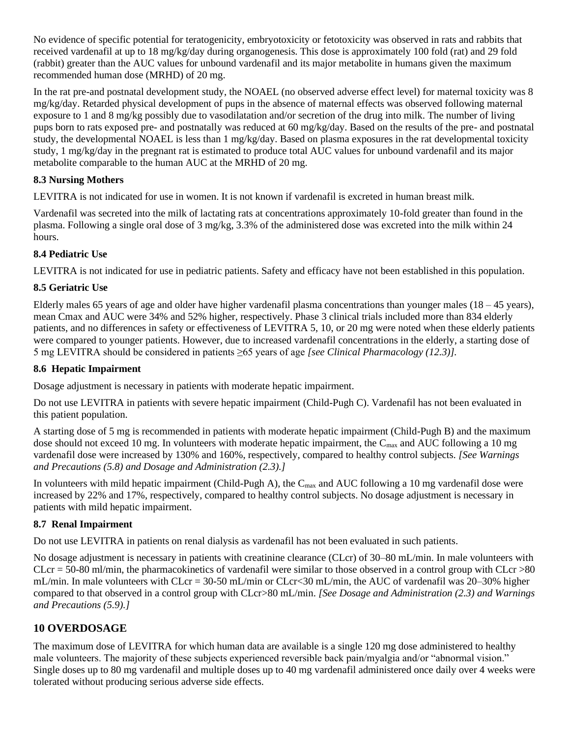No evidence of specific potential for teratogenicity, embryotoxicity or fetotoxicity was observed in rats and rabbits that received vardenafil at up to 18 mg/kg/day during organogenesis. This dose is approximately 100 fold (rat) and 29 fold (rabbit) greater than the AUC values for unbound vardenafil and its major metabolite in humans given the maximum recommended human dose (MRHD) of 20 mg.

In the rat pre-and postnatal development study, the NOAEL (no observed adverse effect level) for maternal toxicity was 8 mg/kg/day. Retarded physical development of pups in the absence of maternal effects was observed following maternal exposure to 1 and 8 mg/kg possibly due to vasodilatation and/or secretion of the drug into milk. The number of living pups born to rats exposed pre- and postnatally was reduced at 60 mg/kg/day. Based on the results of the pre- and postnatal study, the developmental NOAEL is less than 1 mg/kg/day. Based on plasma exposures in the rat developmental toxicity study, 1 mg/kg/day in the pregnant rat is estimated to produce total AUC values for unbound vardenafil and its major metabolite comparable to the human AUC at the MRHD of 20 mg.

### 8.3 Nursing Mothers

LEVITRA is not indicated for use in women. It is not known if vardenafil is excreted in human breast milk.

Vardenafil was secreted into the milk of lactating rats at concentrations approximately 10-fold greater than found in the plasma. Following a single oral dose of 3 mg/kg, 3.3% of the administered dose was excreted into the milk within 24 hours.

### 8.4 Pediatric Use

LEVITRA is not indicated for use in pediatric patients. Safety and efficacy have not been established in this population.

### 8.5 Geriatric Use

Elderly males 65 years of age and older have higher vardenafil plasma concentrations than younger males (18 – 45 years), mean Cmax and AUC were 34% and 52% higher, respectively. Phase 3 clinical trials included more than 834 elderly patients, and no differences in safety or effectiveness of LEVITRA 5, 10, or 20 mg were noted when these elderly patients were compared to younger patients. However, due to increased vardenafil concentrations in the elderly, a starting dose of 5 mg LEVITRA should be considered in patients ≥65 years of age *[see Clinical Pharmacology (12.3)]*.

### 8.6 Hepatic Impairment

Dosage adjustment is necessary in patients with moderate hepatic impairment.

Do not use LEVITRA in patients with severe hepatic impairment (Child-Pugh C). Vardenafil has not been evaluated in this patient population.

A starting dose of 5 mg is recommended in patients with moderate hepatic impairment (Child-Pugh B) and the maximum dose should not exceed 10 mg. In volunteers with moderate hepatic impairment, the $C_{max}$ and AUC following a 10 mg vardenafil dose were increased by 130% and 160%, respectively, compared to healthy control subjects. *[See Warnings and Precautions (5.8) and Dosage and Administration (2.3).]*

In volunteers with mild hepatic impairment (Child-Pugh A), the $C_{max}$ and AUC following a 10 mg vardenafil dose were increased by 22% and 17%, respectively, compared to healthy control subjects. No dosage adjustment is necessary in patients with mild hepatic impairment.

### 8.7 Renal Impairment

Do not use LEVITRA in patients on renal dialysis as vardenafil has not been evaluated in such patients.

No dosage adjustment is necessary in patients with creatinine clearance (CLcr) of 30–80 mL/min. In male volunteers with CLcr = 50-80 ml/min, the pharmacokinetics of vardenafil were similar to those observed in a control group with CLcr >80 mL/min. In male volunteers with CLcr = 30-50 mL/min or CLcr<30 mL/min, the AUC of vardenafil was 20–30% higher compared to that observed in a control group with CLcr>80 mL/min. *[See Dosage and Administration (2.3) and Warnings and Precautions (5.9).]*

## 10 OVERDOSAGE

The maximum dose of LEVITRA for which human data are available is a single 120 mg dose administered to healthy male volunteers. The majority of these subjects experienced reversible back pain/myalgia and/or "abnormal vision." Single doses up to 80 mg vardenafil and multiple doses up to 40 mg vardenafil administered once daily over 4 weeks were tolerated without producing serious adverse side effects.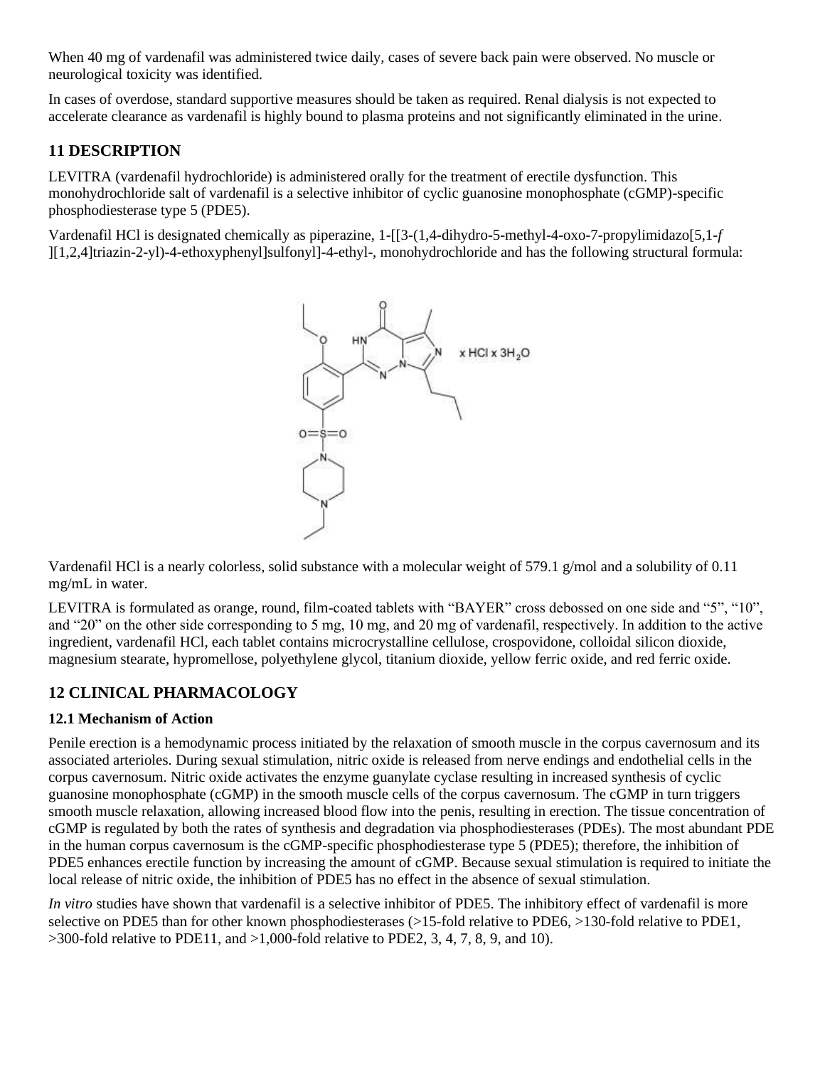When 40 mg of vardenafil was administered twice daily, cases of severe back pain were observed. No muscle or neurological toxicity was identified.

In cases of overdose, standard supportive measures should be taken as required. Renal dialysis is not expected to accelerate clearance as vardenafil is highly bound to plasma proteins and not significantly eliminated in the urine.

## 11 DESCRIPTION

LEVITRA (vardenafil hydrochloride) is administered orally for the treatment of erectile dysfunction. This monohydrochloride salt of vardenafil is a selective inhibitor of cyclic guanosine monophosphate (cGMP)-specific phosphodiesterase type 5 (PDE5).

Vardenafil HCl is designated chemically as piperazine, 1-[[3-(1,4-dihydro-5-methyl-4-oxo-7-propylimidazo[5,1-*f*][1,2,4]triazin-2-yl)-4-ethoxyphenyl]sulfonyl]-4-ethyl-, monohydrochloride and has the following structural formula:

x HCl x $3H_2O$

Vardenafil HCl is a nearly colorless, solid substance with a molecular weight of 579.1 g/mol and a solubility of 0.11 mg/mL in water.

LEVITRA is formulated as orange, round, film-coated tablets with “BAYER” cross debossed on one side and “5”, “10”, and “20” on the other side corresponding to 5 mg, 10 mg, and 20 mg of vardenafil, respectively. In addition to the active ingredient, vardenafil HCl, each tablet contains microcrystalline cellulose, crospovidone, colloidal silicon dioxide, magnesium stearate, hypromellose, polyethylene glycol, titanium dioxide, yellow ferric oxide, and red ferric oxide.

## 12 CLINICAL PHARMACOLOGY

### 12.1 Mechanism of Action

Penile erection is a hemodynamic process initiated by the relaxation of smooth muscle in the corpus cavernosum and its associated arterioles. During sexual stimulation, nitric oxide is released from nerve endings and endothelial cells in the corpus cavernosum. Nitric oxide activates the enzyme guanylate cyclase resulting in increased synthesis of cyclic guanosine monophosphate (cGMP) in the smooth muscle cells of the corpus cavernosum. The cGMP in turn triggers smooth muscle relaxation, allowing increased blood flow into the penis, resulting in erection. The tissue concentration of cGMP is regulated by both the rates of synthesis and degradation via phosphodiesterases (PDEs). The most abundant PDE in the human corpus cavernosum is the cGMP-specific phosphodiesterase type 5 (PDE5); therefore, the inhibition of PDE5 enhances erectile function by increasing the amount of cGMP. Because sexual stimulation is required to initiate the local release of nitric oxide, the inhibition of PDE5 has no effect in the absence of sexual stimulation.

*In vitro* studies have shown that vardenafil is a selective inhibitor of PDE5. The inhibitory effect of vardenafil is more selective on PDE5 than for other known phosphodiesterases (>15-fold relative to PDE6, >130-fold relative to PDE1, >300-fold relative to PDE11, and >1,000-fold relative to PDE2, 3, 4, 7, 8, 9, and 10).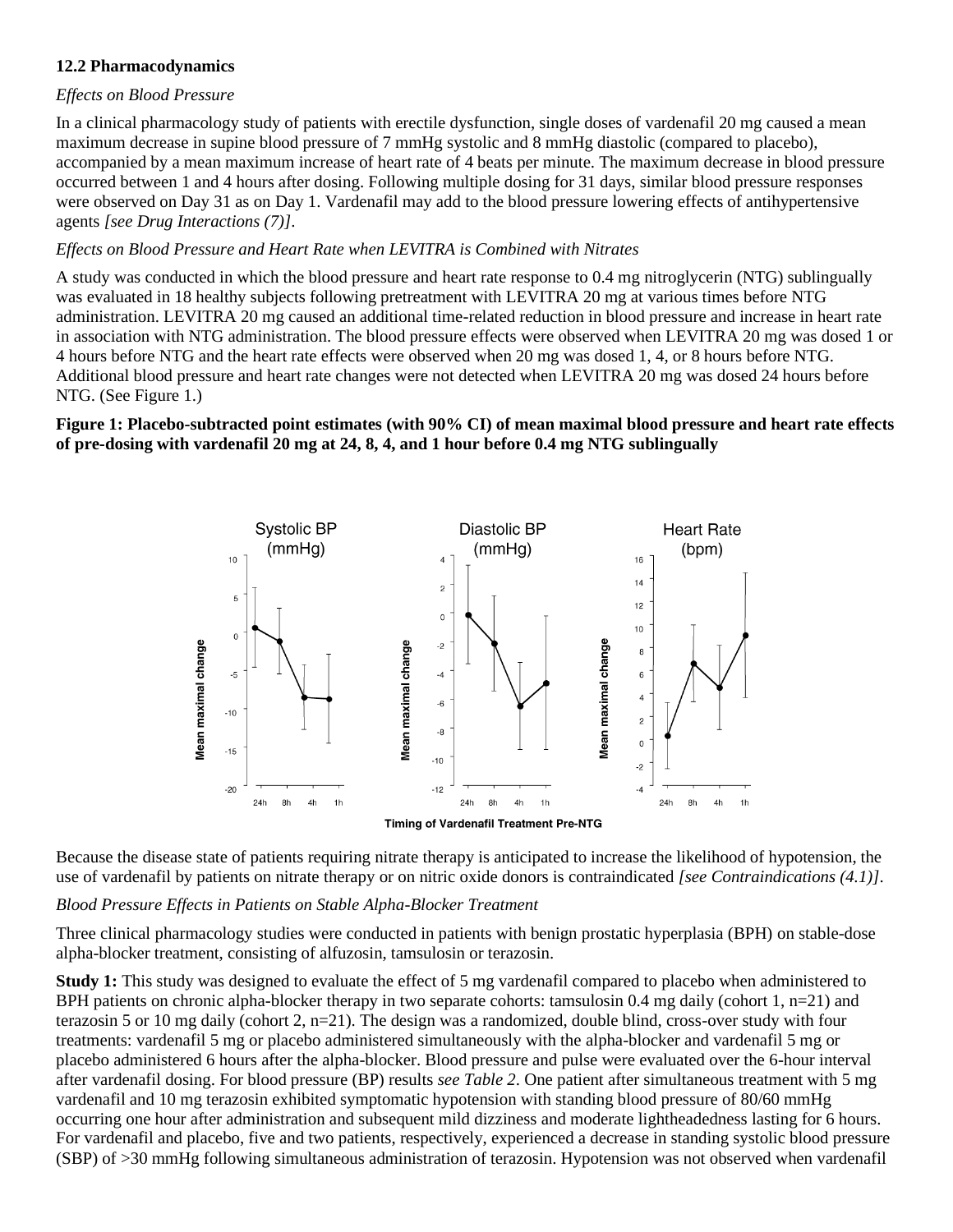### 12.2 Pharmacodynamics

*Effects on Blood Pressure*

In a clinical pharmacology study of patients with erectile dysfunction, single doses of vardenafil 20 mg caused a mean maximum decrease in supine blood pressure of 7 mmHg systolic and 8 mmHg diastolic (compared to placebo), accompanied by a mean maximum increase of heart rate of 4 beats per minute. The maximum decrease in blood pressure occurred between 1 and 4 hours after dosing. Following multiple dosing for 31 days, similar blood pressure responses were observed on Day 31 as on Day 1. Vardenafil may add to the blood pressure lowering effects of antihypertensive agents *[see Drug Interactions (7)]*.

*Effects on Blood Pressure and Heart Rate when LEVITRA is Combined with Nitrates*

A study was conducted in which the blood pressure and heart rate response to 0.4 mg nitroglycerin (NTG) sublingually was evaluated in 18 healthy subjects following pretreatment with LEVITRA 20 mg at various times before NTG administration. LEVITRA 20 mg caused an additional time-related reduction in blood pressure and increase in heart rate in association with NTG administration. The blood pressure effects were observed when LEVITRA 20 mg was dosed 1 or 4 hours before NTG and the heart rate effects were observed when 20 mg was dosed 1, 4, or 8 hours before NTG. Additional blood pressure and heart rate changes were not detected when LEVITRA 20 mg was dosed 24 hours before NTG. (See Figure 1.)

**Figure 1: Placebo-subtracted point estimates (with 90% CI) of mean maximal blood pressure and heart rate effects of pre-dosing with vardenafil 20 mg at 24, 8, 4, and 1 hour before 0.4 mg NTG sublingually**

Because the disease state of patients requiring nitrate therapy is anticipated to increase the likelihood of hypotension, the use of vardenafil by patients on nitrate therapy or on nitric oxide donors is contraindicated *[see Contraindications (4.1)]*.

*Blood Pressure Effects in Patients on Stable Alpha-Blocker Treatment*

Three clinical pharmacology studies were conducted in patients with benign prostatic hyperplasia (BPH) on stable-dose alpha-blocker treatment, consisting of alfuzosin, tamsulosin or terazosin.

**Study 1:** This study was designed to evaluate the effect of 5 mg vardenafil compared to placebo when administered to BPH patients on chronic alpha-blocker therapy in two separate cohorts: tamsulosin 0.4 mg daily (cohort 1, n=21) and terazosin 5 or 10 mg daily (cohort 2, n=21). The design was a randomized, double blind, cross-over study with four treatments: vardenafil 5 mg or placebo administered simultaneously with the alpha-blocker and vardenafil 5 mg or placebo administered 6 hours after the alpha-blocker. Blood pressure and pulse were evaluated over the 6-hour interval after vardenafil dosing. For blood pressure (BP) results *see Table 2*. One patient after simultaneous treatment with 5 mg vardenafil and 10 mg terazosin exhibited symptomatic hypotension with standing blood pressure of 80/60 mmHg occurring one hour after administration and subsequent mild dizziness and moderate lightheadedness lasting for 6 hours. For vardenafil and placebo, five and two patients, respectively, experienced a decrease in standing systolic blood pressure (SBP) of >30 mmHg following simultaneous administration of terazosin. Hypotension was not observed when vardenafil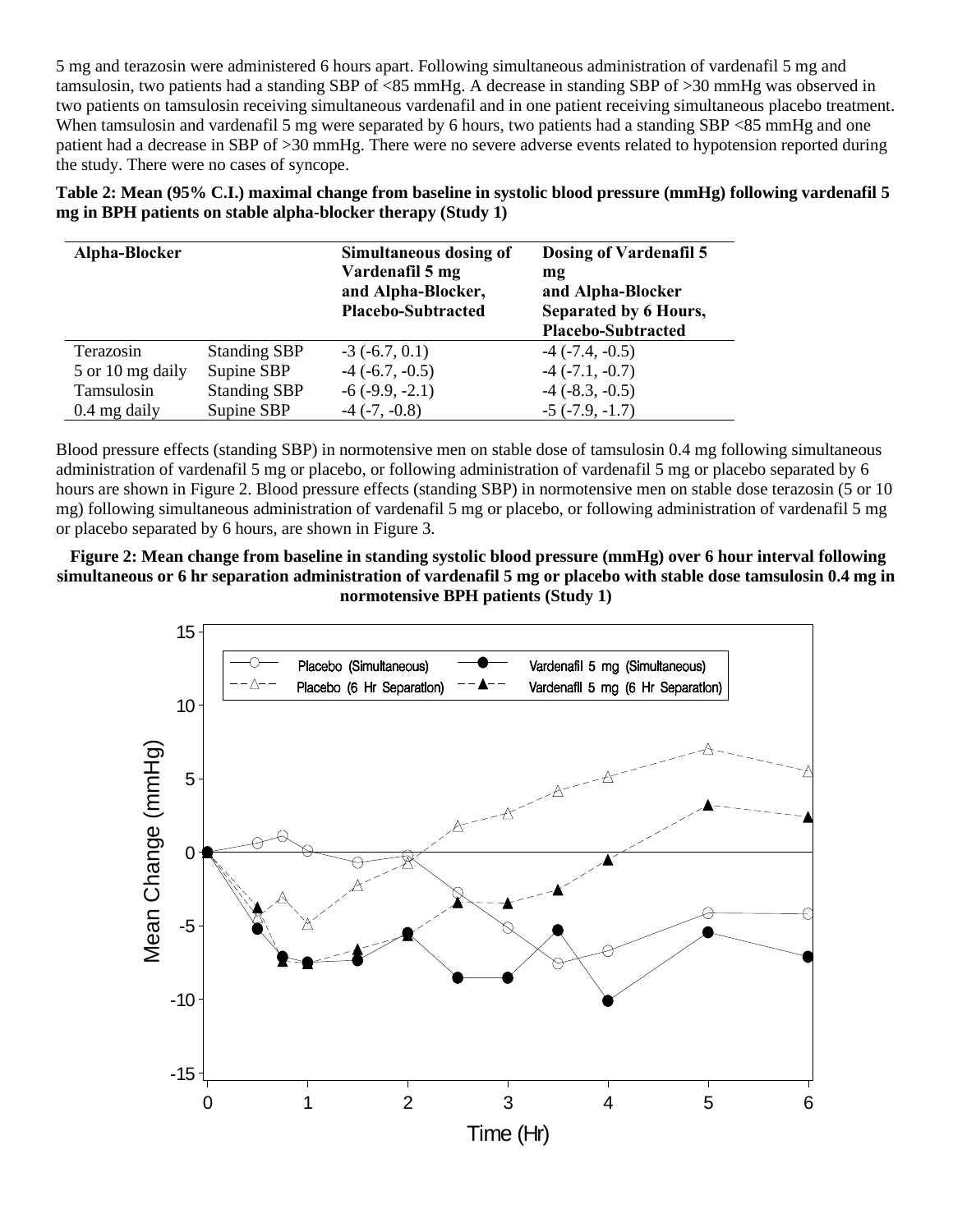5 mg and terazosin were administered 6 hours apart. Following simultaneous administration of vardenafil 5 mg and tamsulosin, two patients had a standing SBP of <85 mmHg. A decrease in standing SBP of >30 mmHg was observed in two patients on tamsulosin receiving simultaneous vardenafil and in one patient receiving simultaneous placebo treatment. When tamsulosin and vardenafil 5 mg were separated by 6 hours, two patients had a standing SBP <85 mmHg and one patient had a decrease in SBP of >30 mmHg. There were no severe adverse events related to hypotension reported during the study. There were no cases of syncope.

**Table 2: Mean (95% C.I.) maximal change from baseline in systolic blood pressure (mmHg) following vardenafil 5 mg in BPH patients on stable alpha-blocker therapy (Study 1)**

| Alpha-Blocker | | Simultaneous dosing of Vardenafil 5 mg and Alpha-Blocker, Placebo-Subtracted | Dosing of Vardenafil 5 mg and Alpha-Blocker Separated by 6 Hours, Placebo-Subtracted |
|---|---|---|---|
| Terazosin | Standing SBP | -3 (-6.7, 0.1) | -4 (-7.4, -0.5) |
| 5 or 10 mg daily | Supine SBP | -4 (-6.7, -0.5) | -4 (-7.1, -0.7) |
| Tamsulosin | Standing SBP | -6 (-9.9, -2.1) | -4 (-8.3, -0.5) |
| 0.4 mg daily | Supine SBP | -4 (-7, -0.8) | -5 (-7.9, -1.7) |

Blood pressure effects (standing SBP) in normotensive men on stable dose of tamsulosin 0.4 mg following simultaneous administration of vardenafil 5 mg or placebo, or following administration of vardenafil 5 mg or placebo separated by 6 hours are shown in Figure 2. Blood pressure effects (standing SBP) in normotensive men on stable dose terazosin (5 or 10 mg) following simultaneous administration of vardenafil 5 mg or placebo, or following administration of vardenafil 5 mg or placebo separated by 6 hours, are shown in Figure 3.

**Figure 2: Mean change from baseline in standing systolic blood pressure (mmHg) over 6 hour interval following simultaneous or 6 hr separation administration of vardenafil 5 mg or placebo with stable dose tamsulosin 0.4 mg in normotensive BPH patients (Study 1)**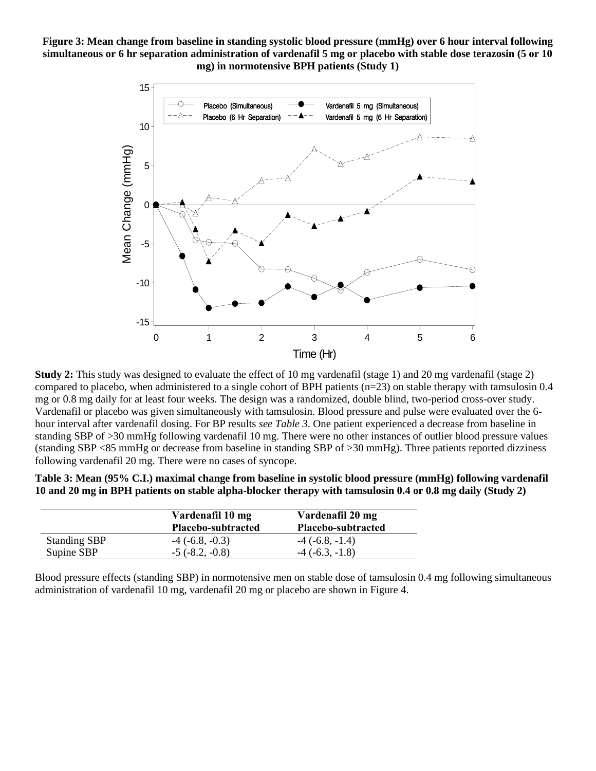**Figure 3: Mean change from baseline in standing systolic blood pressure (mmHg) over 6 hour interval following simultaneous or 6 hr separation administration of vardenafil 5 mg or placebo with stable dose terazosin (5 or 10 mg) in normotensive BPH patients (Study 1)**

**Study 2:** This study was designed to evaluate the effect of 10 mg vardenafil (stage 1) and 20 mg vardenafil (stage 2) compared to placebo, when administered to a single cohort of BPH patients (n=23) on stable therapy with tamsulosin 0.4 mg or 0.8 mg daily for at least four weeks. The design was a randomized, double blind, two-period cross-over study. Vardenafil or placebo was given simultaneously with tamsulosin. Blood pressure and pulse were evaluated over the 6-hour interval after vardenafil dosing. For BP results *see Table 3*. One patient experienced a decrease from baseline in standing SBP of >30 mmHg following vardenafil 10 mg. There were no other instances of outlier blood pressure values (standing SBP <85 mmHg or decrease from baseline in standing SBP of >30 mmHg). Three patients reported dizziness following vardenafil 20 mg. There were no cases of syncope.

**Table 3: Mean (95% C.I.) maximal change from baseline in systolic blood pressure (mmHg) following vardenafil 10 and 20 mg in BPH patients on stable alpha-blocker therapy with tamsulosin 0.4 or 0.8 mg daily (Study 2)**

| | Vardenafil 10 mg Placebo-subtracted | Vardenafil 20 mg Placebo-subtracted |
|---|---|---|
| Standing SBP | -4 (-6.8, -0.3) | -4 (-6.8, -1.4) |
| Supine SBP | -5 (-8.2, -0.8) | -4 (-6.3, -1.8) |

Blood pressure effects (standing SBP) in normotensive men on stable dose of tamsulosin 0.4 mg following simultaneous administration of vardenafil 10 mg, vardenafil 20 mg or placebo are shown in Figure 4.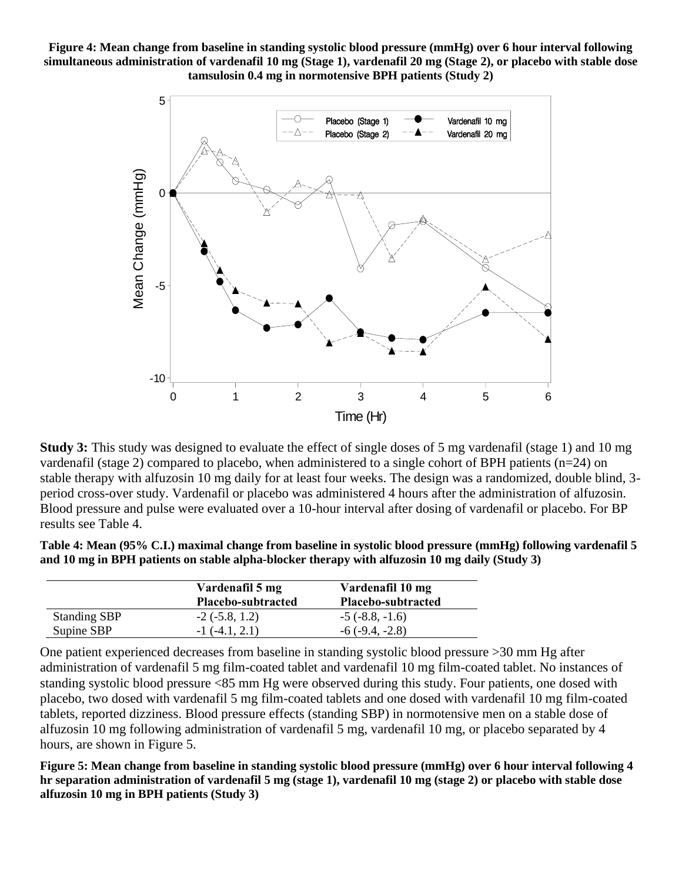**Figure 4: Mean change from baseline in standing systolic blood pressure (mmHg) over 6 hour interval following simultaneous administration of vardenafil 10 mg (Stage 1), vardenafil 20 mg (Stage 2), or placebo with stable dose tamsulosin 0.4 mg in normotensive BPH patients (Study 2)**

**Study 3:** This study was designed to evaluate the effect of single doses of 5 mg vardenafil (stage 1) and 10 mg vardenafil (stage 2) compared to placebo, when administered to a single cohort of BPH patients (n=24) on stable therapy with alfuzosin 10 mg daily for at least four weeks. The design was a randomized, double blind, 3-period cross-over study. Vardenafil or placebo was administered 4 hours after the administration of alfuzosin. Blood pressure and pulse were evaluated over a 10-hour interval after dosing of vardenafil or placebo. For BP results see Table 4.

**Table 4: Mean (95% C.I.) maximal change from baseline in systolic blood pressure (mmHg) following vardenafil 5 and 10 mg in BPH patients on stable alpha-blocker therapy with alfuzosin 10 mg daily (Study 3)**

| | Vardenafil 5 mg Placebo-subtracted | Vardenafil 10 mg Placebo-subtracted |
|---|---|---|
| Standing SBP | -2 (-5.8, 1.2) | -5 (-8.8, -1.6) |
| Supine SBP | -1 (-4.1, 2.1) | -6 (-9.4, -2.8) |

One patient experienced decreases from baseline in standing systolic blood pressure >30 mm Hg after administration of vardenafil 5 mg film-coated tablet and vardenafil 10 mg film-coated tablet. No instances of standing systolic blood pressure <85 mm Hg were observed during this study. Four patients, one dosed with placebo, two dosed with vardenafil 5 mg film-coated tablets and one dosed with vardenafil 10 mg film-coated tablets, reported dizziness. Blood pressure effects (standing SBP) in normotensive men on a stable dose of alfuzosin 10 mg following administration of vardenafil 5 mg, vardenafil 10 mg, or placebo separated by 4 hours, are shown in Figure 5.

**Figure 5: Mean change from baseline in standing systolic blood pressure (mmHg) over 6 hour interval following 4 hr separation administration of vardenafil 5 mg (stage 1), vardenafil 10 mg (stage 2) or placebo with stable dose alfuzosin 10 mg in BPH patients (Study 3)**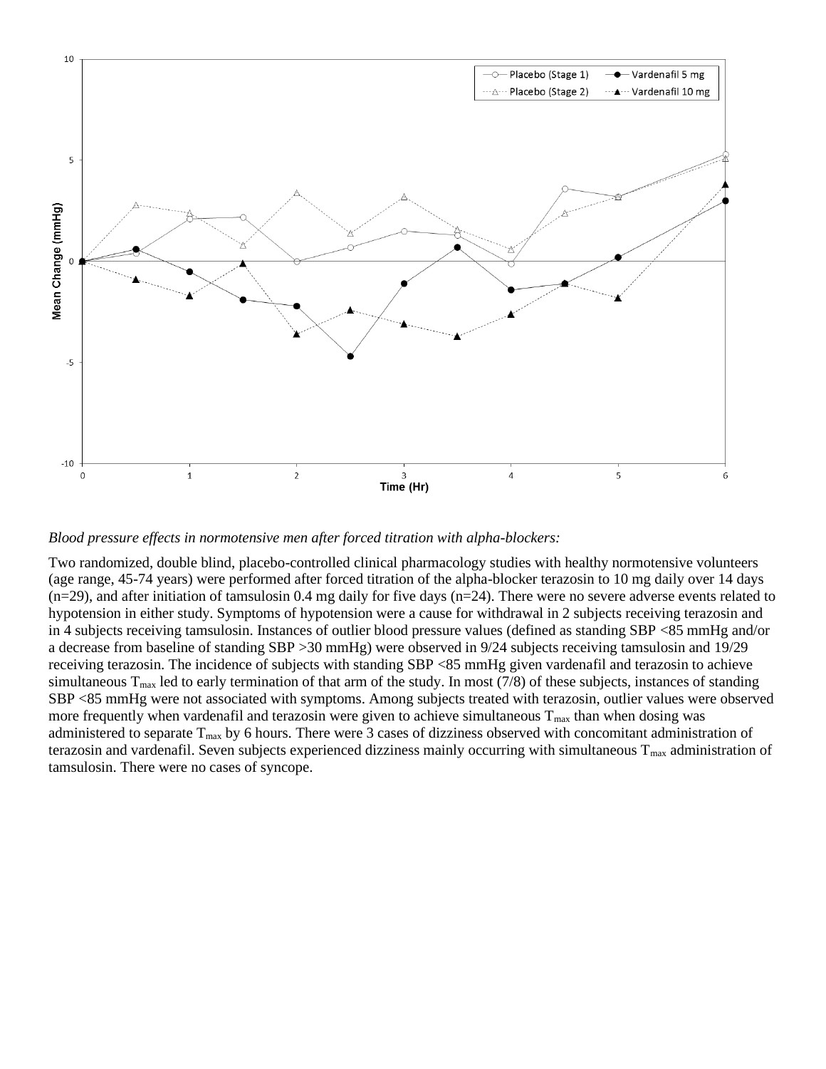*Blood pressure effects in normotensive men after forced titration with alpha-blockers:*

Two randomized, double blind, placebo-controlled clinical pharmacology studies with healthy normotensive volunteers (age range, 45-74 years) were performed after forced titration of the alpha-blocker terazosin to 10 mg daily over 14 days (n=29), and after initiation of tamsulosin 0.4 mg daily for five days (n=24). There were no severe adverse events related to hypotension in either study. Symptoms of hypotension were a cause for withdrawal in 2 subjects receiving terazosin and in 4 subjects receiving tamsulosin. Instances of outlier blood pressure values (defined as standing SBP <85 mmHg and/or a decrease from baseline of standing SBP >30 mmHg) were observed in 9/24 subjects receiving tamsulosin and 19/29 receiving terazosin. The incidence of subjects with standing SBP <85 mmHg given vardenafil and terazosin to achieve simultaneous $T_{max}$ led to early termination of that arm of the study. In most (7/8) of these subjects, instances of standing SBP <85 mmHg were not associated with symptoms. Among subjects treated with terazosin, outlier values were observed more frequently when vardenafil and terazosin were given to achieve simultaneous $T_{max}$ than when dosing was administered to separate $T_{max}$ by 6 hours. There were 3 cases of dizziness observed with concomitant administration of terazosin and vardenafil. Seven subjects experienced dizziness mainly occurring with simultaneous $T_{max}$ administration of tamsulosin. There were no cases of syncope.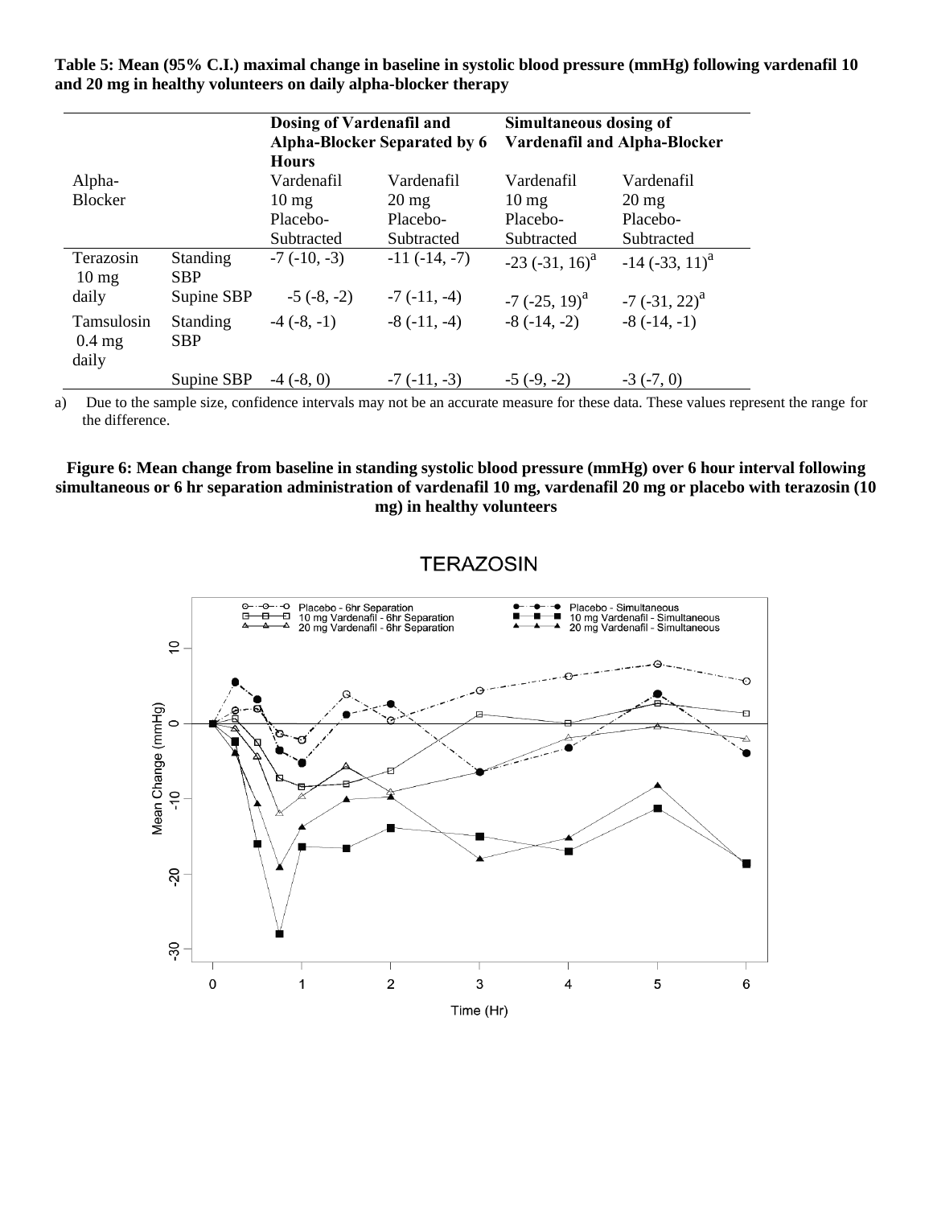**Table 5: Mean (95% C.I.) maximal change in baseline in systolic blood pressure (mmHg) following vardenafil 10 and 20 mg in healthy volunteers on daily alpha-blocker therapy**

| Alpha-Blocker | | Dosing of Vardenafil and Alpha-Blocker Separated by 6 Hours | | Simultaneous dosing of Vardenafil and Alpha-Blocker | |
|---|---|---|---|---|---|
| | | Vardenafil 10 mg Placebo-Subtracted | Vardenafil 20 mg Placebo-Subtracted | Vardenafil 10 mg Placebo-Subtracted | Vardenafil 20 mg Placebo-Subtracted |
| Terazosin 10 mg daily | Standing SBP | -7 (-10, -3) | -11 (-14, -7) | -23 (-31, 16)[a] | -14 (-33, 11)[a] |
| | Supine SBP | -5 (-8, -2) | -7 (-11, -4) | -7 (-25, 19)[a] | -7 (-31, 22)[a] |
| Tamsulosin 0.4 mg daily | Standing SBP | -4 (-8, -1) | -8 (-11, -4) | -8 (-14, -2) | -8 (-14, -1) |
| | Supine SBP | -4 (-8, 0) | -7 (-11, -3) | -5 (-9, -2) | -3 (-7, 0) |

a) Due to the sample size, confidence intervals may not be an accurate measure for these data. These values represent the range for the difference.

**Figure 6: Mean change from baseline in standing systolic blood pressure (mmHg) over 6 hour interval following simultaneous or 6 hr separation administration of vardenafil 10 mg, vardenafil 20 mg or placebo with terazosin (10 mg) in healthy volunteers**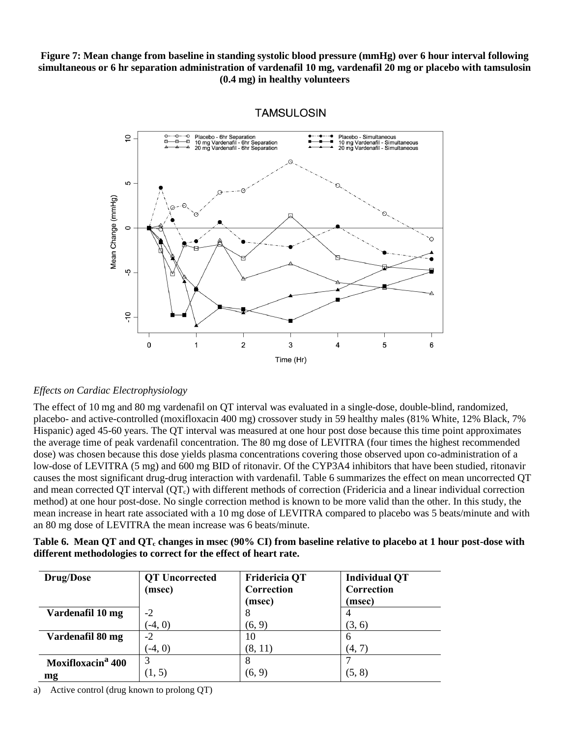**Figure 7: Mean change from baseline in standing systolic blood pressure (mmHg) over 6 hour interval following simultaneous or 6 hr separation administration of vardenafil 10 mg, vardenafil 20 mg or placebo with tamsulosin (0.4 mg) in healthy volunteers**

*Effects on Cardiac Electrophysiology*

The effect of 10 mg and 80 mg vardenafil on QT interval was evaluated in a single-dose, double-blind, randomized, placebo- and active-controlled (moxifloxacin 400 mg) crossover study in 59 healthy males (81% White, 12% Black, 7% Hispanic) aged 45-60 years. The QT interval was measured at one hour post dose because this time point approximates the average time of peak vardenafil concentration. The 80 mg dose of LEVITRA (four times the highest recommended dose) was chosen because this dose yields plasma concentrations covering those observed upon co-administration of a low-dose of LEVITRA (5 mg) and 600 mg BID of ritonavir. Of the CYP3A4 inhibitors that have been studied, ritonavir causes the most significant drug-drug interaction with vardenafil. Table 6 summarizes the effect on mean uncorrected QT and mean corrected QT interval ($QT_c$) with different methods of correction (Fridericia and a linear individual correction method) at one hour post-dose. No single correction method is known to be more valid than the other. In this study, the mean increase in heart rate associated with a 10 mg dose of LEVITRA compared to placebo was 5 beats/minute and with an 80 mg dose of LEVITRA the mean increase was 6 beats/minute.

**Table 6. Mean QT and $QT_c$ changes in msec (90% CI) from baseline relative to placebo at 1 hour post-dose with different methodologies to correct for the effect of heart rate.**

| Drug/Dose | QT Uncorrected (msec) | Fridericia QT Correction (msec) | Individual QT Correction (msec) |
|---|---|---|---|
| **Vardenafil 10 mg** | -2 (-4, 0) | 8 (6, 9) | 4 (3, 6) |
| **Vardenafil 80 mg** | -2 (-4, 0) | 10 (8, 11) | 6 (4, 7) |
| **Moxifloxacin[a] 400 mg** | 3 (1, 5) | 8 (6, 9) | 7 (5, 8) |

a) Active control (drug known to prolong QT)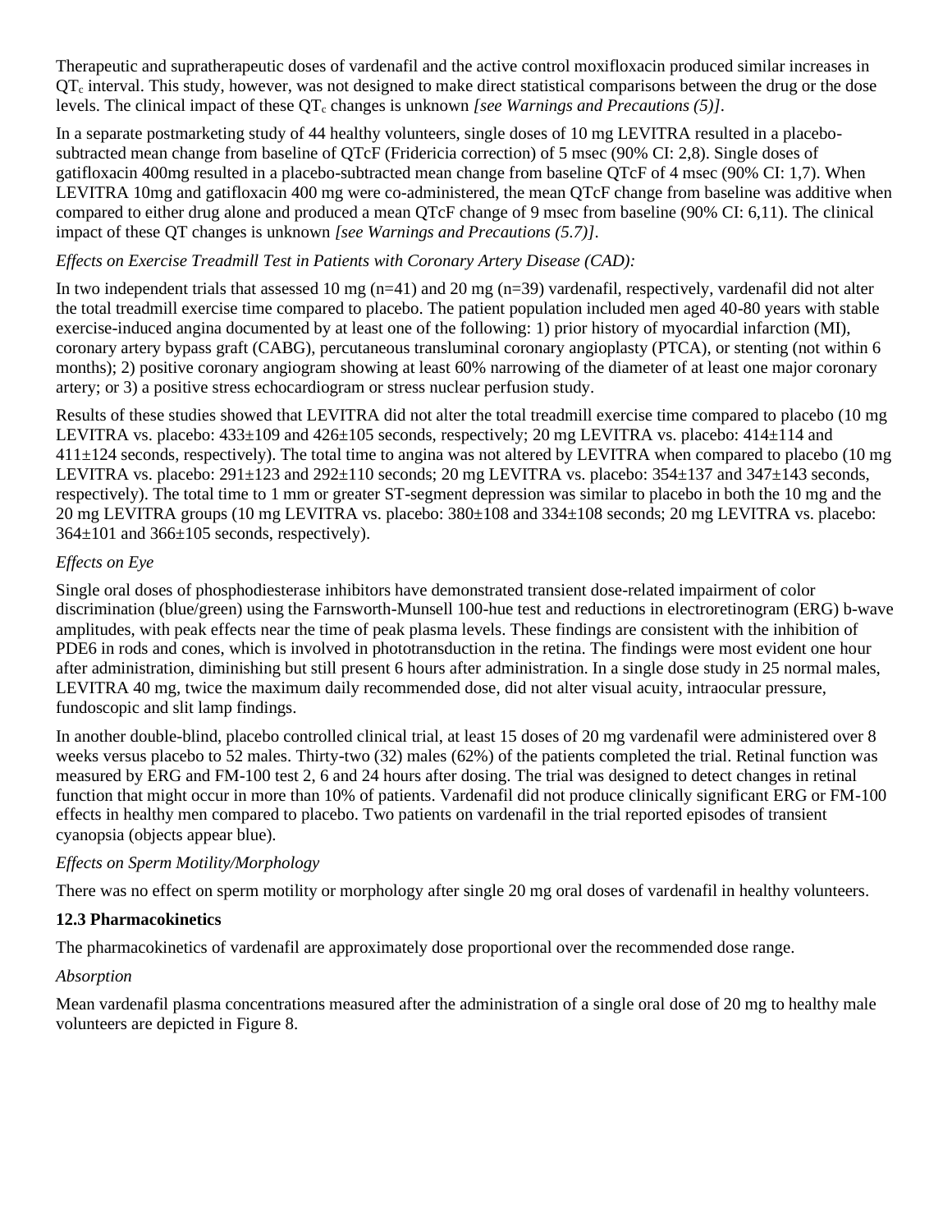Therapeutic and supratherapeutic doses of vardenafil and the active control moxifloxacin produced similar increases in $QT_c$ interval. This study, however, was not designed to make direct statistical comparisons between the drug or the dose levels. The clinical impact of these $QT_c$ changes is unknown *[see Warnings and Precautions (5)]*.

In a separate postmarketing study of 44 healthy volunteers, single doses of 10 mg LEVITRA resulted in a placebo-subtracted mean change from baseline of QTcF (Fridericia correction) of 5 msec (90% CI: 2,8). Single doses of gatifloxacin 400mg resulted in a placebo-subtracted mean change from baseline QTcF of 4 msec (90% CI: 1,7). When LEVITRA 10mg and gatifloxacin 400 mg were co-administered, the mean QTcF change from baseline was additive when compared to either drug alone and produced a mean QTcF change of 9 msec from baseline (90% CI: 6,11). The clinical impact of these QT changes is unknown *[see Warnings and Precautions (5.7)]*.

*Effects on Exercise Treadmill Test in Patients with Coronary Artery Disease (CAD):*

In two independent trials that assessed 10 mg (n=41) and 20 mg (n=39) vardenafil, respectively, vardenafil did not alter the total treadmill exercise time compared to placebo. The patient population included men aged 40-80 years with stable exercise-induced angina documented by at least one of the following: 1) prior history of myocardial infarction (MI), coronary artery bypass graft (CABG), percutaneous transluminal coronary angioplasty (PTCA), or stenting (not within 6 months); 2) positive coronary angiogram showing at least 60% narrowing of the diameter of at least one major coronary artery; or 3) a positive stress echocardiogram or stress nuclear perfusion study.

Results of these studies showed that LEVITRA did not alter the total treadmill exercise time compared to placebo (10 mg LEVITRA vs. placebo: 433±109 and 426±105 seconds, respectively; 20 mg LEVITRA vs. placebo: 414±114 and 411±124 seconds, respectively). The total time to angina was not altered by LEVITRA when compared to placebo (10 mg LEVITRA vs. placebo: 291±123 and 292±110 seconds; 20 mg LEVITRA vs. placebo: 354±137 and 347±143 seconds, respectively). The total time to 1 mm or greater ST-segment depression was similar to placebo in both the 10 mg and the 20 mg LEVITRA groups (10 mg LEVITRA vs. placebo: 380±108 and 334±108 seconds; 20 mg LEVITRA vs. placebo: 364±101 and 366±105 seconds, respectively).

*Effects on Eye*

Single oral doses of phosphodiesterase inhibitors have demonstrated transient dose-related impairment of color discrimination (blue/green) using the Farnsworth-Munsell 100-hue test and reductions in electroretinogram (ERG) b-wave amplitudes, with peak effects near the time of peak plasma levels. These findings are consistent with the inhibition of PDE6 in rods and cones, which is involved in phototransduction in the retina. The findings were most evident one hour after administration, diminishing but still present 6 hours after administration. In a single dose study in 25 normal males, LEVITRA 40 mg, twice the maximum daily recommended dose, did not alter visual acuity, intraocular pressure, fundoscopic and slit lamp findings.

In another double-blind, placebo controlled clinical trial, at least 15 doses of 20 mg vardenafil were administered over 8 weeks versus placebo to 52 males. Thirty-two (32) males (62%) of the patients completed the trial. Retinal function was measured by ERG and FM-100 test 2, 6 and 24 hours after dosing. The trial was designed to detect changes in retinal function that might occur in more than 10% of patients. Vardenafil did not produce clinically significant ERG or FM-100 effects in healthy men compared to placebo. Two patients on vardenafil in the trial reported episodes of transient cyanopsia (objects appear blue).

*Effects on Sperm Motility/Morphology*

There was no effect on sperm motility or morphology after single 20 mg oral doses of vardenafil in healthy volunteers.

### 12.3 Pharmacokinetics

The pharmacokinetics of vardenafil are approximately dose proportional over the recommended dose range.

*Absorption*

Mean vardenafil plasma concentrations measured after the administration of a single oral dose of 20 mg to healthy male volunteers are depicted in Figure 8.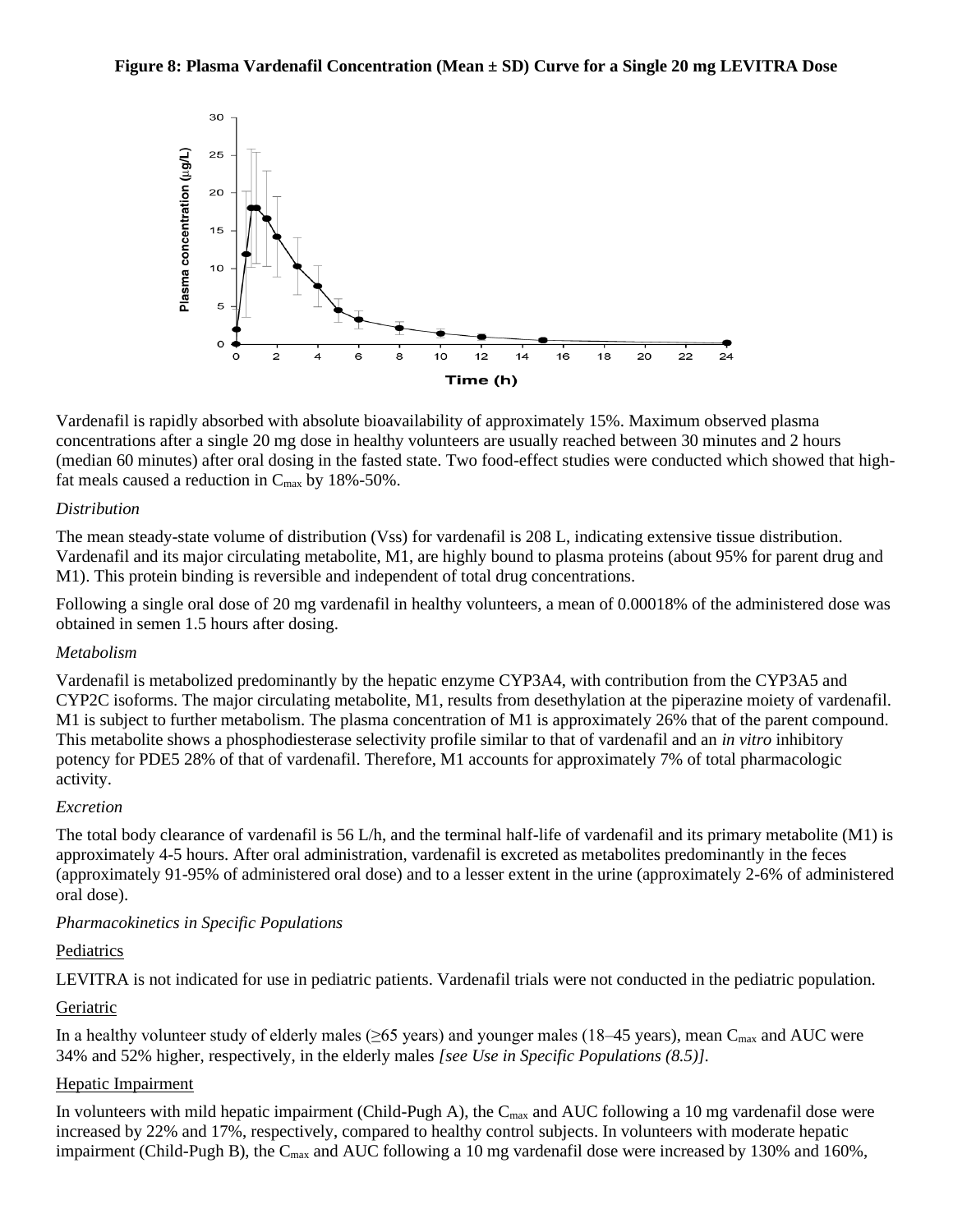**Figure 8: Plasma Vardenafil Concentration (Mean ± SD) Curve for a Single 20 mg LEVITRA Dose**

Vardenafil is rapidly absorbed with absolute bioavailability of approximately 15%. Maximum observed plasma concentrations after a single 20 mg dose in healthy volunteers are usually reached between 30 minutes and 2 hours (median 60 minutes) after oral dosing in the fasted state. Two food-effect studies were conducted which showed that high-fat meals caused a reduction in $C_{max}$ by 18%-50%.

*Distribution*

The mean steady-state volume of distribution (Vss) for vardenafil is 208 L, indicating extensive tissue distribution. Vardenafil and its major circulating metabolite, M1, are highly bound to plasma proteins (about 95% for parent drug and M1). This protein binding is reversible and independent of total drug concentrations.

Following a single oral dose of 20 mg vardenafil in healthy volunteers, a mean of 0.00018% of the administered dose was obtained in semen 1.5 hours after dosing.

*Metabolism*

Vardenafil is metabolized predominantly by the hepatic enzyme CYP3A4, with contribution from the CYP3A5 and CYP2C isoforms. The major circulating metabolite, M1, results from desethylation at the piperazine moiety of vardenafil. M1 is subject to further metabolism. The plasma concentration of M1 is approximately 26% that of the parent compound. This metabolite shows a phosphodiesterase selectivity profile similar to that of vardenafil and an *in vitro* inhibitory potency for PDE5 28% of that of vardenafil. Therefore, M1 accounts for approximately 7% of total pharmacologic activity.

*Excretion*

The total body clearance of vardenafil is 56 L/h, and the terminal half-life of vardenafil and its primary metabolite (M1) is approximately 4-5 hours. After oral administration, vardenafil is excreted as metabolites predominantly in the feces (approximately 91-95% of administered oral dose) and to a lesser extent in the urine (approximately 2-6% of administered oral dose).

*Pharmacokinetics in Specific Populations*

Pediatrics

LEVITRA is not indicated for use in pediatric patients. Vardenafil trials were not conducted in the pediatric population.

Geriatric

In a healthy volunteer study of elderly males (≥65 years) and younger males (18–45 years), mean $C_{max}$ and AUC were 34% and 52% higher, respectively, in the elderly males *[see Use in Specific Populations (8.5)].*

Hepatic Impairment

In volunteers with mild hepatic impairment (Child-Pugh A), the $C_{max}$ and AUC following a 10 mg vardenafil dose were increased by 22% and 17%, respectively, compared to healthy control subjects. In volunteers with moderate hepatic impairment (Child-Pugh B), the $C_{max}$ and AUC following a 10 mg vardenafil dose were increased by 130% and 160%,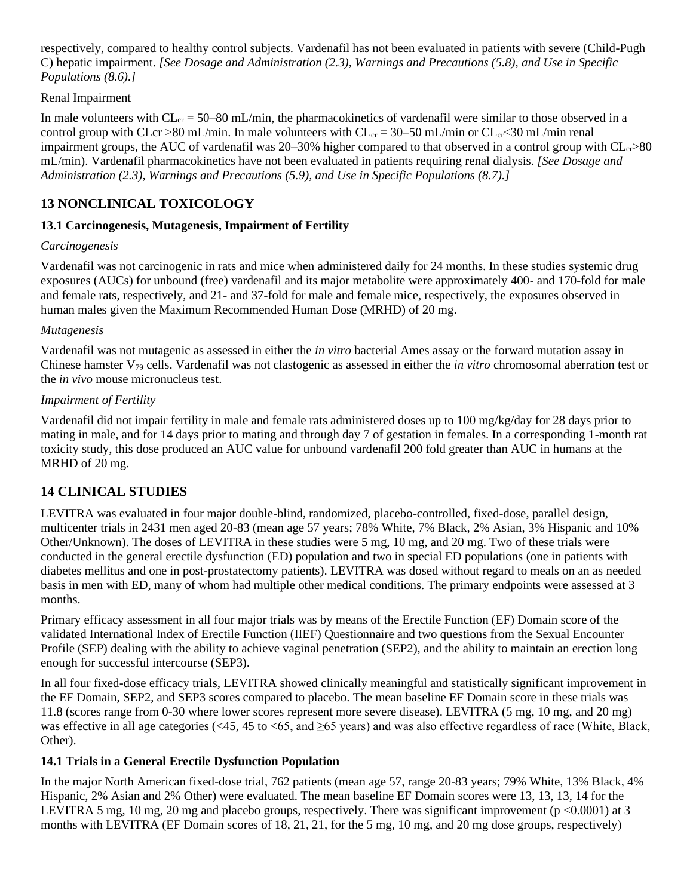respectively, compared to healthy control subjects. Vardenafil has not been evaluated in patients with severe (Child-Pugh C) hepatic impairment. *[See Dosage and Administration (2.3), Warnings and Precautions (5.8), and Use in Specific Populations (8.6).]*

Renal Impairment

In male volunteers with $CL_{cr}$ = 50–80 mL/min, the pharmacokinetics of vardenafil were similar to those observed in a control group with CLcr >80 mL/min. In male volunteers with $CL_{cr}$ = 30–50 mL/min or $CL_{cr}$<30 mL/min renal impairment groups, the AUC of vardenafil was 20–30% higher compared to that observed in a control group with $CL_{cr}$>80 mL/min). Vardenafil pharmacokinetics have not been evaluated in patients requiring renal dialysis. *[See Dosage and Administration (2.3), Warnings and Precautions (5.9), and Use in Specific Populations (8.7).]*

## 13 NONCLINICAL TOXICOLOGY

### 13.1 Carcinogenesis, Mutagenesis, Impairment of Fertility

*Carcinogenesis*

Vardenafil was not carcinogenic in rats and mice when administered daily for 24 months. In these studies systemic drug exposures (AUCs) for unbound (free) vardenafil and its major metabolite were approximately 400- and 170-fold for male and female rats, respectively, and 21- and 37-fold for male and female mice, respectively, the exposures observed in human males given the Maximum Recommended Human Dose (MRHD) of 20 mg.

*Mutagenesis*

Vardenafil was not mutagenic as assessed in either the *in vitro* bacterial Ames assay or the forward mutation assay in Chinese hamster $V_{79}$ cells. Vardenafil was not clastogenic as assessed in either the *in vitro* chromosomal aberration test or the *in vivo* mouse micronucleus test.

*Impairment of Fertility*

Vardenafil did not impair fertility in male and female rats administered doses up to 100 mg/kg/day for 28 days prior to mating in male, and for 14 days prior to mating and through day 7 of gestation in females. In a corresponding 1-month rat toxicity study, this dose produced an AUC value for unbound vardenafil 200 fold greater than AUC in humans at the MRHD of 20 mg.

## 14 CLINICAL STUDIES

LEVITRA was evaluated in four major double-blind, randomized, placebo-controlled, fixed-dose, parallel design, multicenter trials in 2431 men aged 20-83 (mean age 57 years; 78% White, 7% Black, 2% Asian, 3% Hispanic and 10% Other/Unknown). The doses of LEVITRA in these studies were 5 mg, 10 mg, and 20 mg. Two of these trials were conducted in the general erectile dysfunction (ED) population and two in special ED populations (one in patients with diabetes mellitus and one in post-prostatectomy patients). LEVITRA was dosed without regard to meals on an as needed basis in men with ED, many of whom had multiple other medical conditions. The primary endpoints were assessed at 3 months.

Primary efficacy assessment in all four major trials was by means of the Erectile Function (EF) Domain score of the validated International Index of Erectile Function (IIEF) Questionnaire and two questions from the Sexual Encounter Profile (SEP) dealing with the ability to achieve vaginal penetration (SEP2), and the ability to maintain an erection long enough for successful intercourse (SEP3).

In all four fixed-dose efficacy trials, LEVITRA showed clinically meaningful and statistically significant improvement in the EF Domain, SEP2, and SEP3 scores compared to placebo. The mean baseline EF Domain score in these trials was 11.8 (scores range from 0-30 where lower scores represent more severe disease). LEVITRA (5 mg, 10 mg, and 20 mg) was effective in all age categories (<45, 45 to <65, and ≥65 years) and was also effective regardless of race (White, Black, Other).

### 14.1 Trials in a General Erectile Dysfunction Population

In the major North American fixed-dose trial, 762 patients (mean age 57, range 20-83 years; 79% White, 13% Black, 4% Hispanic, 2% Asian and 2% Other) were evaluated. The mean baseline EF Domain scores were 13, 13, 13, 14 for the LEVITRA 5 mg, 10 mg, 20 mg and placebo groups, respectively. There was significant improvement ($p$ <0.0001) at 3 months with LEVITRA (EF Domain scores of 18, 21, 21, for the 5 mg, 10 mg, and 20 mg dose groups, respectively)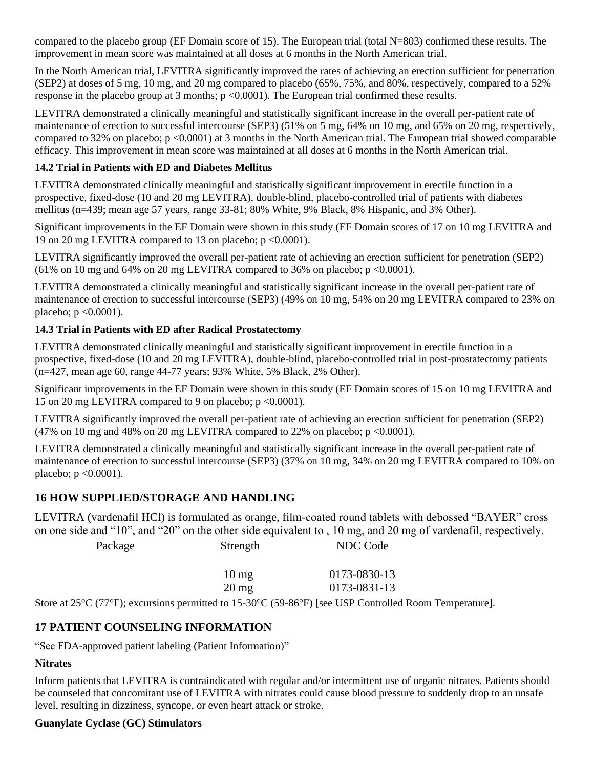compared to the placebo group (EF Domain score of 15). The European trial (total N=803) confirmed these results. The improvement in mean score was maintained at all doses at 6 months in the North American trial.

In the North American trial, LEVITRA significantly improved the rates of achieving an erection sufficient for penetration (SEP2) at doses of 5 mg, 10 mg, and 20 mg compared to placebo (65%, 75%, and 80%, respectively, compared to a 52% response in the placebo group at 3 months; $p < 0.0001$). The European trial confirmed these results.

LEVITRA demonstrated a clinically meaningful and statistically significant increase in the overall per-patient rate of maintenance of erection to successful intercourse (SEP3) (51% on 5 mg, 64% on 10 mg, and 65% on 20 mg, respectively, compared to 32% on placebo; $p < 0.0001$) at 3 months in the North American trial. The European trial showed comparable efficacy. This improvement in mean score was maintained at all doses at 6 months in the North American trial.

### 14.2 Trial in Patients with ED and Diabetes Mellitus

LEVITRA demonstrated clinically meaningful and statistically significant improvement in erectile function in a prospective, fixed-dose (10 and 20 mg LEVITRA), double-blind, placebo-controlled trial of patients with diabetes mellitus (n=439; mean age 57 years, range 33-81; 80% White, 9% Black, 8% Hispanic, and 3% Other).

Significant improvements in the EF Domain were shown in this study (EF Domain scores of 17 on 10 mg LEVITRA and 19 on 20 mg LEVITRA compared to 13 on placebo; $p < 0.0001$).

LEVITRA significantly improved the overall per-patient rate of achieving an erection sufficient for penetration (SEP2) (61% on 10 mg and 64% on 20 mg LEVITRA compared to 36% on placebo; $p < 0.0001$).

LEVITRA demonstrated a clinically meaningful and statistically significant increase in the overall per-patient rate of maintenance of erection to successful intercourse (SEP3) (49% on 10 mg, 54% on 20 mg LEVITRA compared to 23% on placebo; $p < 0.0001$).

### 14.3 Trial in Patients with ED after Radical Prostatectomy

LEVITRA demonstrated clinically meaningful and statistically significant improvement in erectile function in a prospective, fixed-dose (10 and 20 mg LEVITRA), double-blind, placebo-controlled trial in post-prostatectomy patients (n=427, mean age 60, range 44-77 years; 93% White, 5% Black, 2% Other).

Significant improvements in the EF Domain were shown in this study (EF Domain scores of 15 on 10 mg LEVITRA and 15 on 20 mg LEVITRA compared to 9 on placebo; $p < 0.0001$).

LEVITRA significantly improved the overall per-patient rate of achieving an erection sufficient for penetration (SEP2) (47% on 10 mg and 48% on 20 mg LEVITRA compared to 22% on placebo; $p < 0.0001$).

LEVITRA demonstrated a clinically meaningful and statistically significant increase in the overall per-patient rate of maintenance of erection to successful intercourse (SEP3) (37% on 10 mg, 34% on 20 mg LEVITRA compared to 10% on placebo; $p < 0.0001$).

## 16 HOW SUPPLIED/STORAGE AND HANDLING

LEVITRA (vardenafil HCl) is formulated as orange, film-coated round tablets with debossed "BAYER" cross on one side and "10", and "20" on the other side equivalent to , 10 mg, and 20 mg of vardenafil, respectively.

| Package | Strength | NDC Code |
|---|---|---|
| | 10 mg | 0173-0830-13 |
| | 20 mg | 0173-0831-13 |

Store at 25°C (77°F); excursions permitted to 15-30°C (59-86°F) [see USP Controlled Room Temperature].

## 17 PATIENT COUNSELING INFORMATION

"See FDA-approved patient labeling (Patient Information)"

**Nitrates**

Inform patients that LEVITRA is contraindicated with regular and/or intermittent use of organic nitrates. Patients should be counseled that concomitant use of LEVITRA with nitrates could cause blood pressure to suddenly drop to an unsafe level, resulting in dizziness, syncope, or even heart attack or stroke.

**Guanylate Cyclase (GC) Stimulators**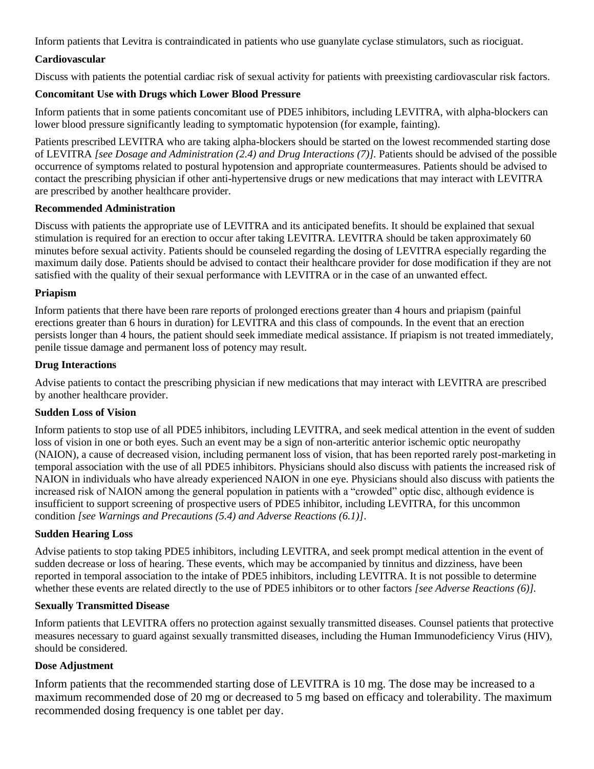Inform patients that Levitra is contraindicated in patients who use guanylate cyclase stimulators, such as riociguat.

**Cardiovascular**

Discuss with patients the potential cardiac risk of sexual activity for patients with preexisting cardiovascular risk factors.

**Concomitant Use with Drugs which Lower Blood Pressure**

Inform patients that in some patients concomitant use of PDE5 inhibitors, including LEVITRA, with alpha-blockers can lower blood pressure significantly leading to symptomatic hypotension (for example, fainting).

Patients prescribed LEVITRA who are taking alpha-blockers should be started on the lowest recommended starting dose of LEVITRA *[see Dosage and Administration (2.4) and Drug Interactions (7)].* Patients should be advised of the possible occurrence of symptoms related to postural hypotension and appropriate countermeasures. Patients should be advised to contact the prescribing physician if other anti-hypertensive drugs or new medications that may interact with LEVITRA are prescribed by another healthcare provider.

**Recommended Administration**

Discuss with patients the appropriate use of LEVITRA and its anticipated benefits. It should be explained that sexual stimulation is required for an erection to occur after taking LEVITRA. LEVITRA should be taken approximately 60 minutes before sexual activity. Patients should be counseled regarding the dosing of LEVITRA especially regarding the maximum daily dose. Patients should be advised to contact their healthcare provider for dose modification if they are not satisfied with the quality of their sexual performance with LEVITRA or in the case of an unwanted effect.

**Priapism**

Inform patients that there have been rare reports of prolonged erections greater than 4 hours and priapism (painful erections greater than 6 hours in duration) for LEVITRA and this class of compounds. In the event that an erection persists longer than 4 hours, the patient should seek immediate medical assistance. If priapism is not treated immediately, penile tissue damage and permanent loss of potency may result.

**Drug Interactions**

Advise patients to contact the prescribing physician if new medications that may interact with LEVITRA are prescribed by another healthcare provider.

**Sudden Loss of Vision**

Inform patients to stop use of all PDE5 inhibitors, including LEVITRA, and seek medical attention in the event of sudden loss of vision in one or both eyes. Such an event may be a sign of non-arteritic anterior ischemic optic neuropathy (NAION), a cause of decreased vision, including permanent loss of vision, that has been reported rarely post-marketing in temporal association with the use of all PDE5 inhibitors. Physicians should also discuss with patients the increased risk of NAION in individuals who have already experienced NAION in one eye. Physicians should also discuss with patients the increased risk of NAION among the general population in patients with a "crowded" optic disc, although evidence is insufficient to support screening of prospective users of PDE5 inhibitor, including LEVITRA, for this uncommon condition *[see Warnings and Precautions (5.4) and Adverse Reactions (6.1)]*.

**Sudden Hearing Loss**

Advise patients to stop taking PDE5 inhibitors, including LEVITRA, and seek prompt medical attention in the event of sudden decrease or loss of hearing. These events, which may be accompanied by tinnitus and dizziness, have been reported in temporal association to the intake of PDE5 inhibitors, including LEVITRA. It is not possible to determine whether these events are related directly to the use of PDE5 inhibitors or to other factors *[see Adverse Reactions (6)].*

**Sexually Transmitted Disease**

Inform patients that LEVITRA offers no protection against sexually transmitted diseases. Counsel patients that protective measures necessary to guard against sexually transmitted diseases, including the Human Immunodeficiency Virus (HIV), should be considered.

**Dose Adjustment**

Inform patients that the recommended starting dose of LEVITRA is 10 mg. The dose may be increased to a maximum recommended dose of 20 mg or decreased to 5 mg based on efficacy and tolerability. The maximum recommended dosing frequency is one tablet per day.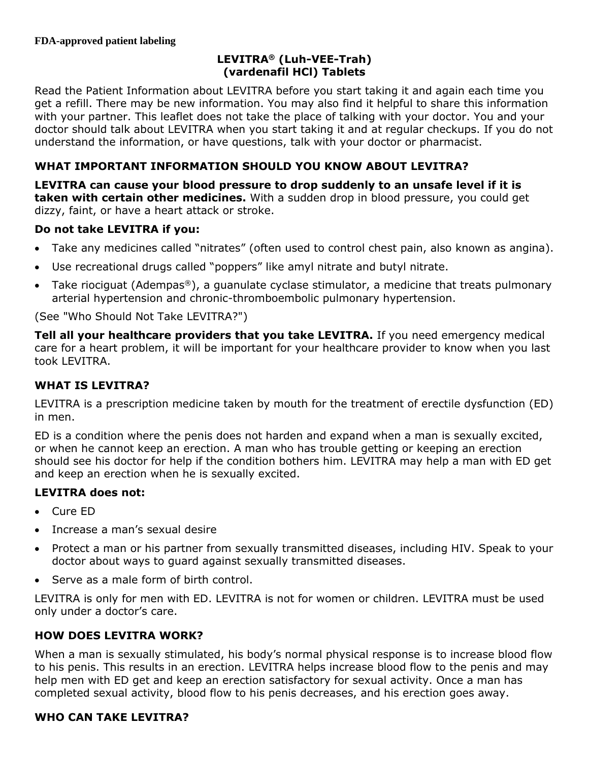**FDA-approved patient labeling**

# LEVITRA® (Luh-VEE-Trah)
# (vardenafil HCl) Tablets

Read the Patient Information about LEVITRA before you start taking it and again each time you get a refill. There may be new information. You may also find it helpful to share this information with your partner. This leaflet does not take the place of talking with your doctor. You and your doctor should talk about LEVITRA when you start taking it and at regular checkups. If you do not understand the information, or have questions, talk with your doctor or pharmacist.

## WHAT IMPORTANT INFORMATION SHOULD YOU KNOW ABOUT LEVITRA?

**LEVITRA can cause your blood pressure to drop suddenly to an unsafe level if it is taken with certain other medicines.** With a sudden drop in blood pressure, you could get dizzy, faint, or have a heart attack or stroke.

**Do not take LEVITRA if you:**

- Take any medicines called "nitrates" (often used to control chest pain, also known as angina).
- Use recreational drugs called "poppers" like amyl nitrate and butyl nitrate.
- Take riociguat (Adempas®), a guanulate cyclase stimulator, a medicine that treats pulmonary arterial hypertension and chronic-thromboembolic pulmonary hypertension.

(See "Who Should Not Take LEVITRA?")

**Tell all your healthcare providers that you take LEVITRA.** If you need emergency medical care for a heart problem, it will be important for your healthcare provider to know when you last took LEVITRA.

## WHAT IS LEVITRA?

LEVITRA is a prescription medicine taken by mouth for the treatment of erectile dysfunction (ED) in men.

ED is a condition where the penis does not harden and expand when a man is sexually excited, or when he cannot keep an erection. A man who has trouble getting or keeping an erection should see his doctor for help if the condition bothers him. LEVITRA may help a man with ED get and keep an erection when he is sexually excited.

**LEVITRA does not:**

- Cure ED
- Increase a man's sexual desire
- Protect a man or his partner from sexually transmitted diseases, including HIV. Speak to your doctor about ways to guard against sexually transmitted diseases.
- Serve as a male form of birth control.

LEVITRA is only for men with ED. LEVITRA is not for women or children. LEVITRA must be used only under a doctor's care.

## HOW DOES LEVITRA WORK?

When a man is sexually stimulated, his body's normal physical response is to increase blood flow to his penis. This results in an erection. LEVITRA helps increase blood flow to the penis and may help men with ED get and keep an erection satisfactory for sexual activity. Once a man has completed sexual activity, blood flow to his penis decreases, and his erection goes away.

## WHO CAN TAKE LEVITRA?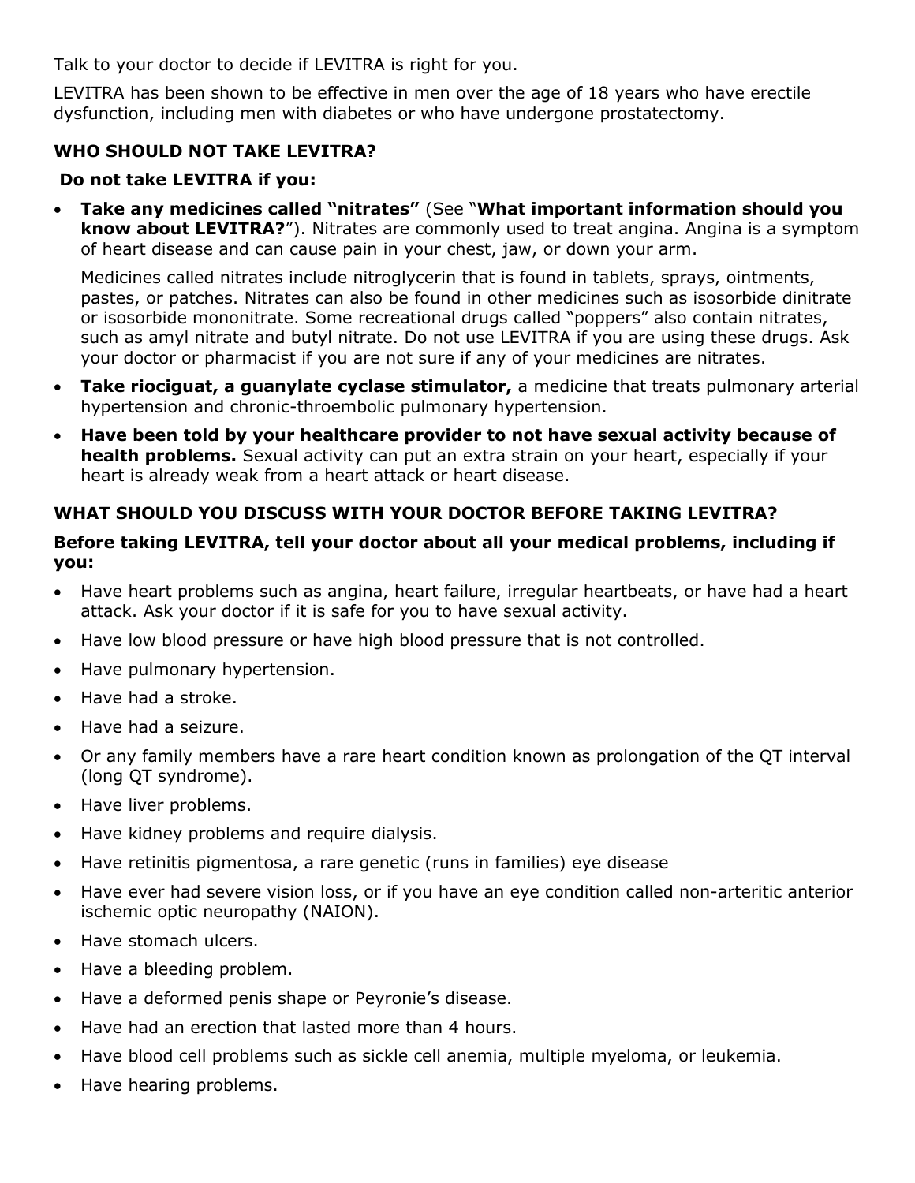Talk to your doctor to decide if LEVITRA is right for you.

LEVITRA has been shown to be effective in men over the age of 18 years who have erectile dysfunction, including men with diabetes or who have undergone prostatectomy.

### WHO SHOULD NOT TAKE LEVITRA?

**Do not take LEVITRA if you:**

- **Take any medicines called "nitrates"** (See "**What important information should you know about LEVITRA?**"). Nitrates are commonly used to treat angina. Angina is a symptom of heart disease and can cause pain in your chest, jaw, or down your arm.

  Medicines called nitrates include nitroglycerin that is found in tablets, sprays, ointments, pastes, or patches. Nitrates can also be found in other medicines such as isosorbide dinitrate or isosorbide mononitrate. Some recreational drugs called "poppers" also contain nitrates, such as amyl nitrate and butyl nitrate. Do not use LEVITRA if you are using these drugs. Ask your doctor or pharmacist if you are not sure if any of your medicines are nitrates.

- **Take riociguat, a guanylate cyclase stimulator,** a medicine that treats pulmonary arterial hypertension and chronic-throembolic pulmonary hypertension.
- **Have been told by your healthcare provider to not have sexual activity because of health problems.** Sexual activity can put an extra strain on your heart, especially if your heart is already weak from a heart attack or heart disease.

### WHAT SHOULD YOU DISCUSS WITH YOUR DOCTOR BEFORE TAKING LEVITRA?

**Before taking LEVITRA, tell your doctor about all your medical problems, including if you:**

- Have heart problems such as angina, heart failure, irregular heartbeats, or have had a heart attack. Ask your doctor if it is safe for you to have sexual activity.
- Have low blood pressure or have high blood pressure that is not controlled.
- Have pulmonary hypertension.
- Have had a stroke.
- Have had a seizure.
- Or any family members have a rare heart condition known as prolongation of the QT interval (long QT syndrome).
- Have liver problems.
- Have kidney problems and require dialysis.
- Have retinitis pigmentosa, a rare genetic (runs in families) eye disease
- Have ever had severe vision loss, or if you have an eye condition called non-arteritic anterior ischemic optic neuropathy (NAION).
- Have stomach ulcers.
- Have a bleeding problem.
- Have a deformed penis shape or Peyronie's disease.
- Have had an erection that lasted more than 4 hours.
- Have blood cell problems such as sickle cell anemia, multiple myeloma, or leukemia.
- Have hearing problems.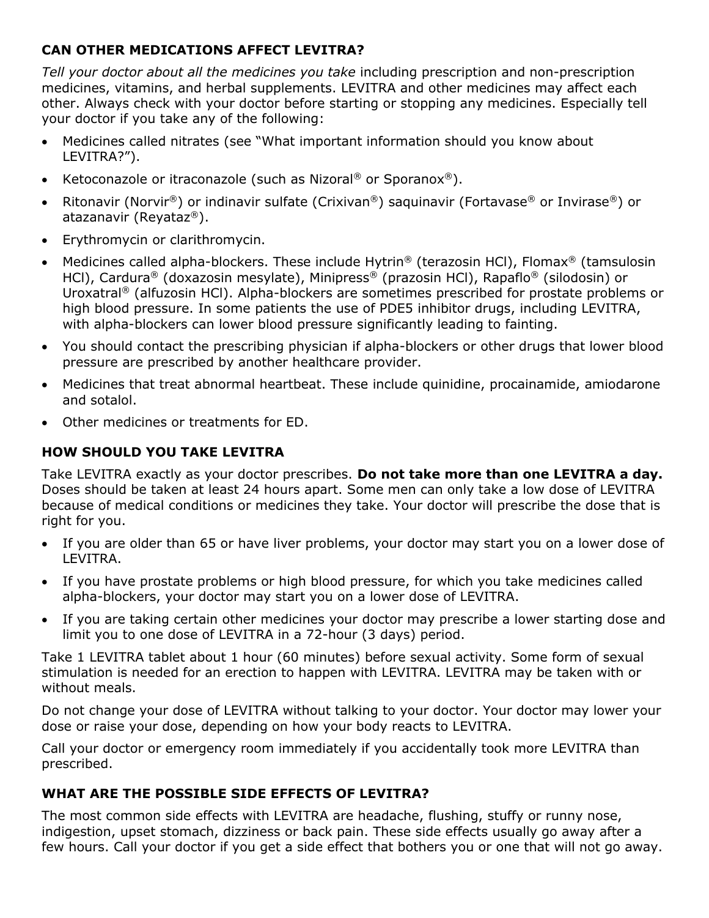### CAN OTHER MEDICATIONS AFFECT LEVITRA?

*Tell your doctor about all the medicines you take* including prescription and non-prescription medicines, vitamins, and herbal supplements. LEVITRA and other medicines may affect each other. Always check with your doctor before starting or stopping any medicines. Especially tell your doctor if you take any of the following:

- Medicines called nitrates (see "What important information should you know about LEVITRA?").
- Ketoconazole or itraconazole (such as Nizoral® or Sporanox®).
- Ritonavir (Norvir®) or indinavir sulfate (Crixivan®) saquinavir (Fortavase® or Invirase®) or atazanavir (Reyataz®).
- Erythromycin or clarithromycin.
- Medicines called alpha-blockers. These include Hytrin® (terazosin HCl), Flomax® (tamsulosin HCl), Cardura® (doxazosin mesylate), Minipress® (prazosin HCl), Rapaflo® (silodosin) or Uroxatral® (alfuzosin HCl). Alpha-blockers are sometimes prescribed for prostate problems or high blood pressure. In some patients the use of PDE5 inhibitor drugs, including LEVITRA, with alpha-blockers can lower blood pressure significantly leading to fainting.
- You should contact the prescribing physician if alpha-blockers or other drugs that lower blood pressure are prescribed by another healthcare provider.
- Medicines that treat abnormal heartbeat. These include quinidine, procainamide, amiodarone and sotalol.
- Other medicines or treatments for ED.

### HOW SHOULD YOU TAKE LEVITRA

Take LEVITRA exactly as your doctor prescribes. **Do not take more than one LEVITRA a day.** Doses should be taken at least 24 hours apart. Some men can only take a low dose of LEVITRA because of medical conditions or medicines they take. Your doctor will prescribe the dose that is right for you.

- If you are older than 65 or have liver problems, your doctor may start you on a lower dose of LEVITRA.
- If you have prostate problems or high blood pressure, for which you take medicines called alpha-blockers, your doctor may start you on a lower dose of LEVITRA.
- If you are taking certain other medicines your doctor may prescribe a lower starting dose and limit you to one dose of LEVITRA in a 72-hour (3 days) period.

Take 1 LEVITRA tablet about 1 hour (60 minutes) before sexual activity. Some form of sexual stimulation is needed for an erection to happen with LEVITRA. LEVITRA may be taken with or without meals.

Do not change your dose of LEVITRA without talking to your doctor. Your doctor may lower your dose or raise your dose, depending on how your body reacts to LEVITRA.

Call your doctor or emergency room immediately if you accidentally took more LEVITRA than prescribed.

### WHAT ARE THE POSSIBLE SIDE EFFECTS OF LEVITRA?

The most common side effects with LEVITRA are headache, flushing, stuffy or runny nose, indigestion, upset stomach, dizziness or back pain. These side effects usually go away after a few hours. Call your doctor if you get a side effect that bothers you or one that will not go away.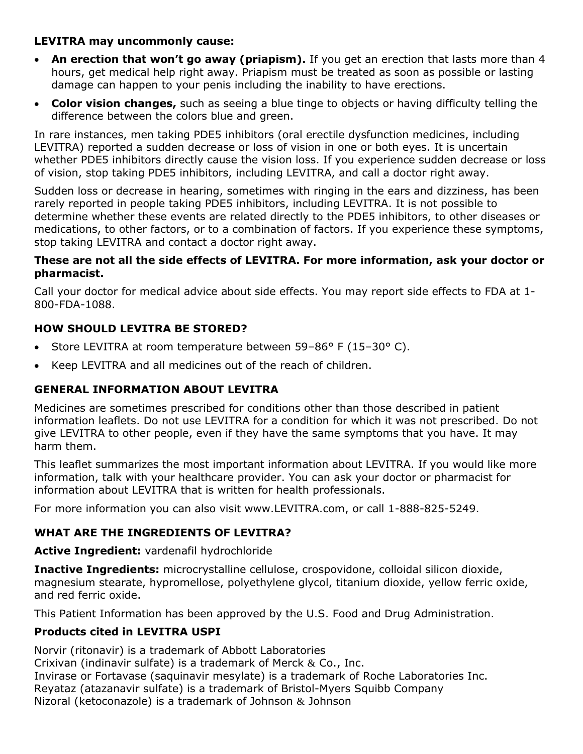**LEVITRA may uncommonly cause:**

- **An erection that won't go away (priapism).** If you get an erection that lasts more than 4 hours, get medical help right away. Priapism must be treated as soon as possible or lasting damage can happen to your penis including the inability to have erections.
- **Color vision changes,** such as seeing a blue tinge to objects or having difficulty telling the difference between the colors blue and green.

In rare instances, men taking PDE5 inhibitors (oral erectile dysfunction medicines, including LEVITRA) reported a sudden decrease or loss of vision in one or both eyes. It is uncertain whether PDE5 inhibitors directly cause the vision loss. If you experience sudden decrease or loss of vision, stop taking PDE5 inhibitors, including LEVITRA, and call a doctor right away.

Sudden loss or decrease in hearing, sometimes with ringing in the ears and dizziness, has been rarely reported in people taking PDE5 inhibitors, including LEVITRA. It is not possible to determine whether these events are related directly to the PDE5 inhibitors, to other diseases or medications, to other factors, or to a combination of factors. If you experience these symptoms, stop taking LEVITRA and contact a doctor right away.

**These are not all the side effects of LEVITRA. For more information, ask your doctor or pharmacist.**

Call your doctor for medical advice about side effects. You may report side effects to FDA at 1-800-FDA-1088.

## HOW SHOULD LEVITRA BE STORED?

- Store LEVITRA at room temperature between 59–86° F (15–30° C).
- Keep LEVITRA and all medicines out of the reach of children.

## GENERAL INFORMATION ABOUT LEVITRA

Medicines are sometimes prescribed for conditions other than those described in patient information leaflets. Do not use LEVITRA for a condition for which it was not prescribed. Do not give LEVITRA to other people, even if they have the same symptoms that you have. It may harm them.

This leaflet summarizes the most important information about LEVITRA. If you would like more information, talk with your healthcare provider. You can ask your doctor or pharmacist for information about LEVITRA that is written for health professionals.

For more information you can also visit www.LEVITRA.com, or call 1-888-825-5249.

## WHAT ARE THE INGREDIENTS OF LEVITRA?

**Active Ingredient:** vardenafil hydrochloride

**Inactive Ingredients:** microcrystalline cellulose, crospovidone, colloidal silicon dioxide, magnesium stearate, hypromellose, polyethylene glycol, titanium dioxide, yellow ferric oxide, and red ferric oxide.

This Patient Information has been approved by the U.S. Food and Drug Administration.

**Products cited in LEVITRA USPI**

Norvir (ritonavir) is a trademark of Abbott Laboratories
Crixivan (indinavir sulfate) is a trademark of Merck & Co., Inc.
Invirase or Fortavase (saquinavir mesylate) is a trademark of Roche Laboratories Inc.
Reyataz (atazanavir sulfate) is a trademark of Bristol-Myers Squibb Company
Nizoral (ketoconazole) is a trademark of Johnson & Johnson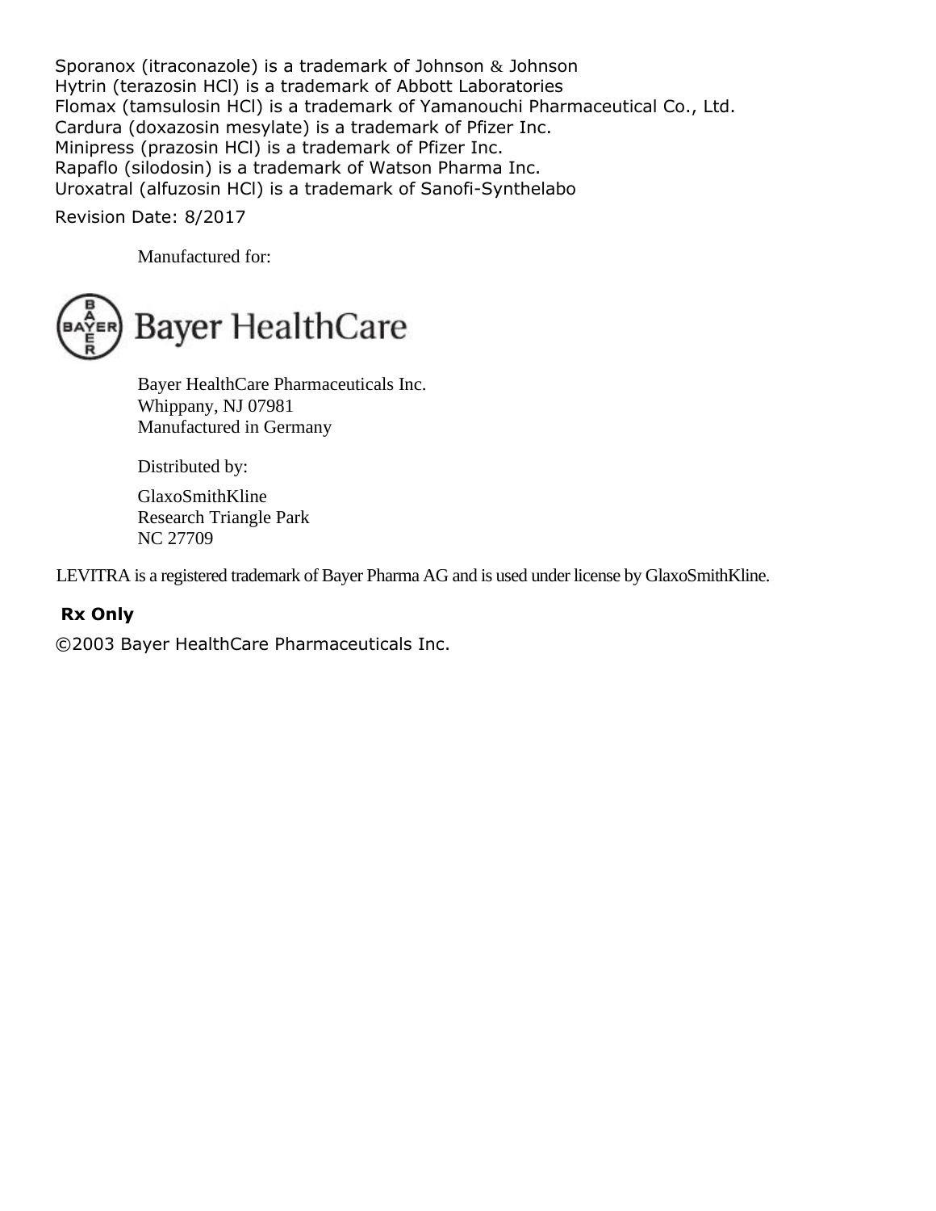Sporanox (itraconazole) is a trademark of Johnson & Johnson
Hytrin (terazosin HCl) is a trademark of Abbott Laboratories
Flomax (tamsulosin HCl) is a trademark of Yamanouchi Pharmaceutical Co., Ltd.
Cardura (doxazosin mesylate) is a trademark of Pfizer Inc.
Minipress (prazosin HCl) is a trademark of Pfizer Inc.
Rapaflo (silodosin) is a trademark of Watson Pharma Inc.
Uroxatral (alfuzosin HCl) is a trademark of Sanofi-Synthelabo

Revision Date: 8/2017

Manufactured for:

Bayer HealthCare

Bayer HealthCare Pharmaceuticals Inc.
Whippany, NJ 07981
Manufactured in Germany

Distributed by:

GlaxoSmithKline
Research Triangle Park
NC 27709

LEVITRA is a registered trademark of Bayer Pharma AG and is used under license by GlaxoSmithKline.

**Rx Only**

©2003 Bayer HealthCare Pharmaceuticals Inc.